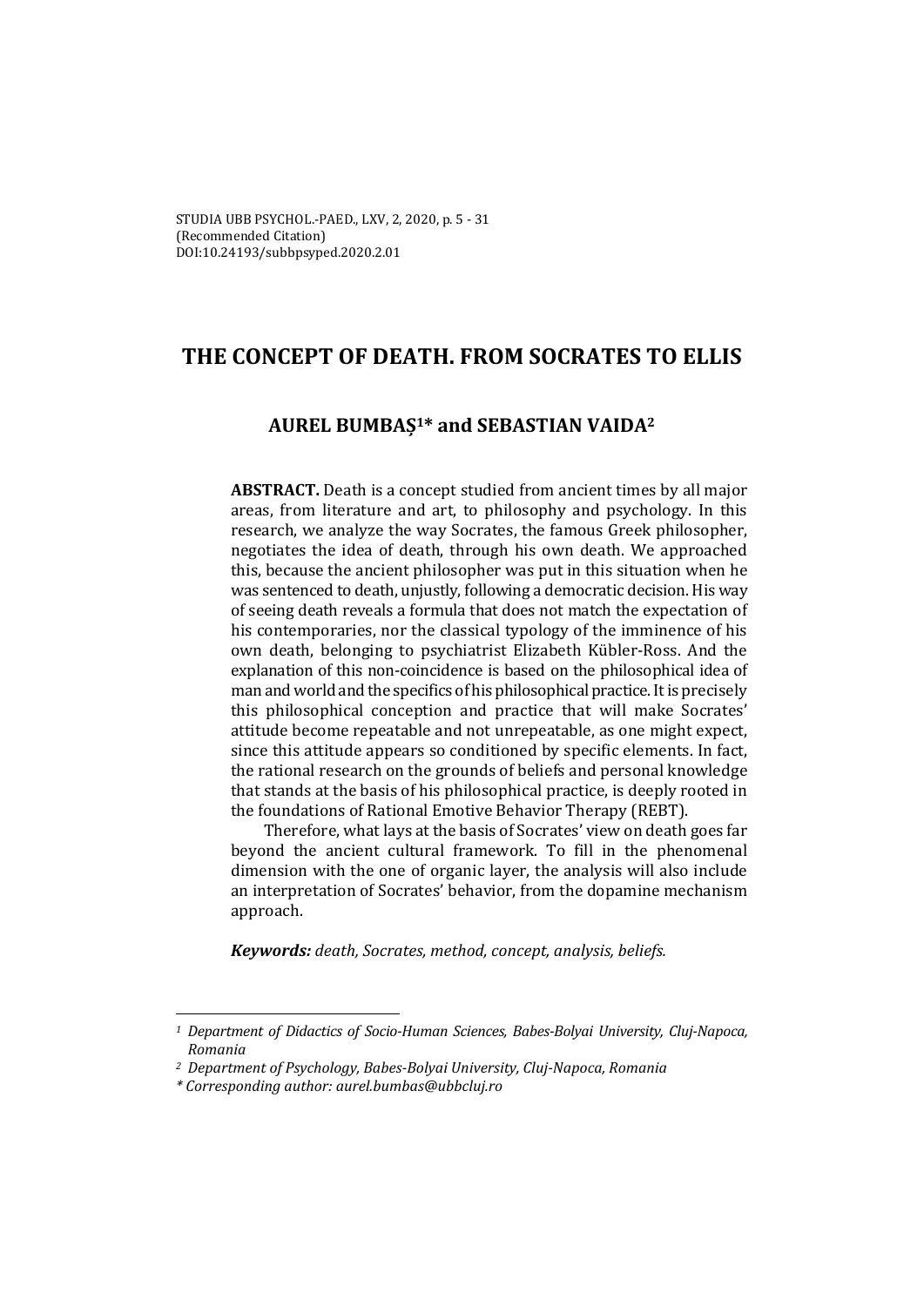# THE CONCEPT OF DEATH. FROM SOCRATES TO ELLIS

## AUREL BUMBAȘ[1]* and SEBASTIAN VAIDA[2]

**ABSTRACT.** Death is a concept studied from ancient times by all major areas, from literature and art, to philosophy and psychology. In this research, we analyze the way Socrates, the famous Greek philosopher, negotiates the idea of death, through his own death. We approached this, because the ancient philosopher was put in this situation when he was sentenced to death, unjustly, following a democratic decision. His way of seeing death reveals a formula that does not match the expectation of his contemporaries, nor the classical typology of the imminence of his own death, belonging to psychiatrist Elizabeth Kübler-Ross. And the explanation of this non-coincidence is based on the philosophical idea of man and world and the specifics of his philosophical practice. It is precisely this philosophical conception and practice that will make Socrates' attitude become repeatable and not unrepeatable, as one might expect, since this attitude appears so conditioned by specific elements. In fact, the rational research on the grounds of beliefs and personal knowledge that stands at the basis of his philosophical practice, is deeply rooted in the foundations of Rational Emotive Behavior Therapy (REBT).

Therefore, what lays at the basis of Socrates' view on death goes far beyond the ancient cultural framework. To fill in the phenomenal dimension with the one of organic layer, the analysis will also include an interpretation of Socrates' behavior, from the dopamine mechanism approach.

***Keywords:*** *death, Socrates, method, concept, analysis, beliefs.*

---

*[1] Department of Didactics of Socio-Human Sciences, Babes-Bolyai University, Cluj-Napoca, Romania*

*[2] Department of Psychology, Babes-Bolyai University, Cluj-Napoca, Romania*

*\* Corresponding author: aurel.bumbas@ubbcluj.ro*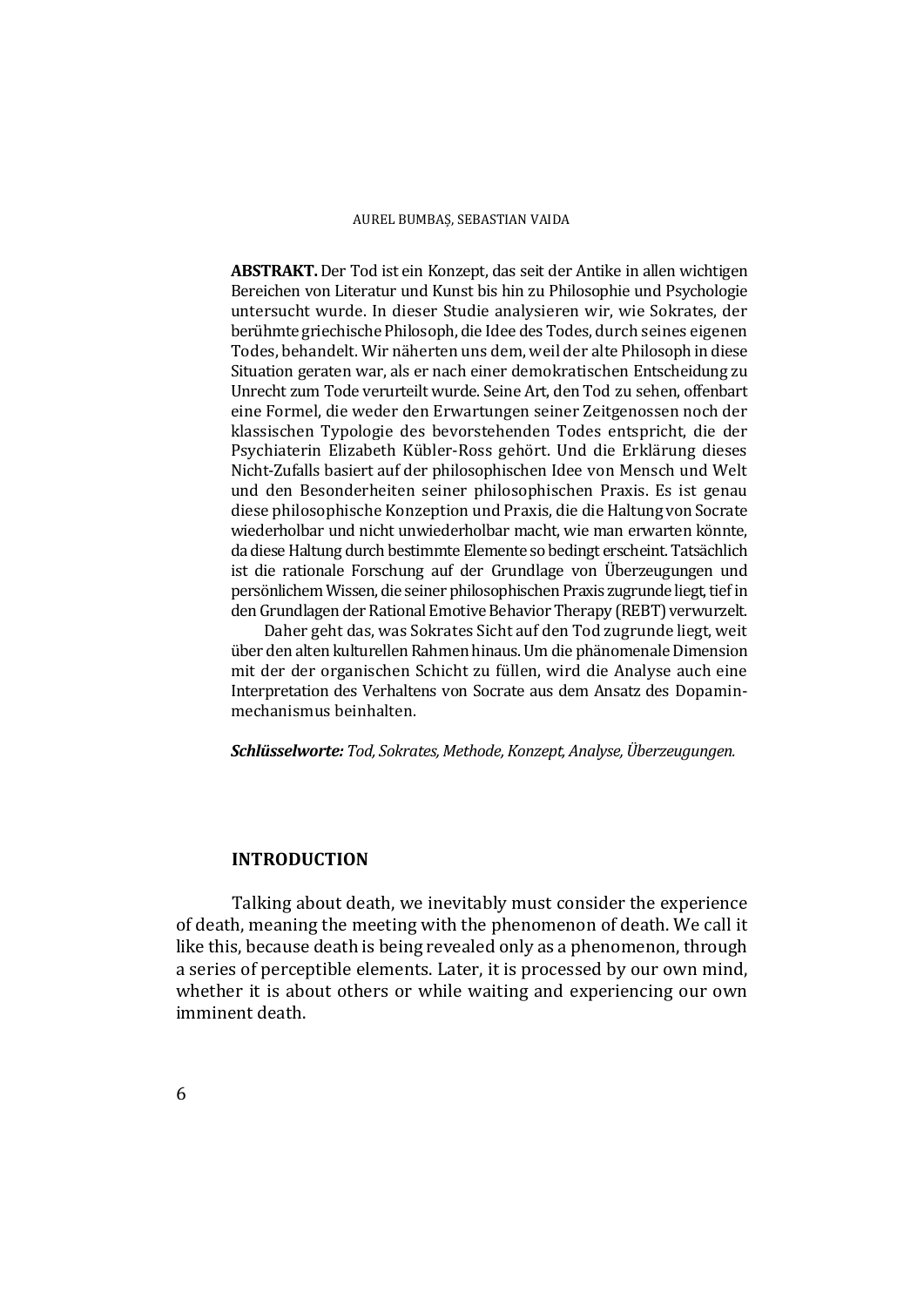**ABSTRAKT.** Der Tod ist ein Konzept, das seit der Antike in allen wichtigen Bereichen von Literatur und Kunst bis hin zu Philosophie und Psychologie untersucht wurde. In dieser Studie analysieren wir, wie Sokrates, der berühmte griechische Philosoph, die Idee des Todes, durch seines eigenen Todes, behandelt. Wir näherten uns dem, weil der alte Philosoph in diese Situation geraten war, als er nach einer demokratischen Entscheidung zu Unrecht zum Tode verurteilt wurde. Seine Art, den Tod zu sehen, offenbart eine Formel, die weder den Erwartungen seiner Zeitgenossen noch der klassischen Typologie des bevorstehenden Todes entspricht, die der Psychiaterin Elizabeth Kübler-Ross gehört. Und die Erklärung dieses Nicht-Zufalls basiert auf der philosophischen Idee von Mensch und Welt und den Besonderheiten seiner philosophischen Praxis. Es ist genau diese philosophische Konzeption und Praxis, die die Haltung von Socrate wiederholbar und nicht unwiederholbar macht, wie man erwarten könnte, da diese Haltung durch bestimmte Elemente so bedingt erscheint. Tatsächlich ist die rationale Forschung auf der Grundlage von Überzeugungen und persönlichem Wissen, die seiner philosophischen Praxis zugrunde liegt, tief in den Grundlagen der Rational Emotive Behavior Therapy (REBT) verwurzelt.

Daher geht das, was Sokrates Sicht auf den Tod zugrunde liegt, weit über den alten kulturellen Rahmen hinaus. Um die phänomenale Dimension mit der der organischen Schicht zu füllen, wird die Analyse auch eine Interpretation des Verhaltens von Socrate aus dem Ansatz des Dopamin-mechanismus beinhalten.

***Schlüsselworte:*** *Tod, Sokrates, Methode, Konzept, Analyse, Überzeugungen.*

## INTRODUCTION

Talking about death, we inevitably must consider the experience of death, meaning the meeting with the phenomenon of death. We call it like this, because death is being revealed only as a phenomenon, through a series of perceptible elements. Later, it is processed by our own mind, whether it is about others or while waiting and experiencing our own imminent death.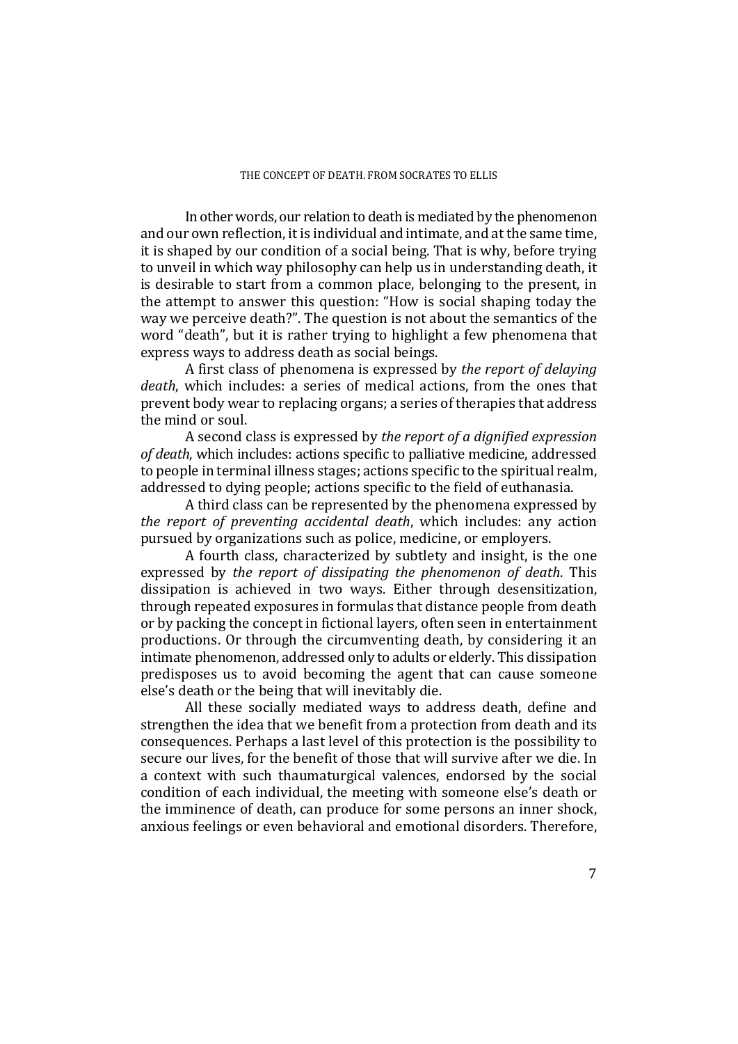In other words, our relation to death is mediated by the phenomenon and our own reflection, it is individual and intimate, and at the same time, it is shaped by our condition of a social being. That is why, before trying to unveil in which way philosophy can help us in understanding death, it is desirable to start from a common place, belonging to the present, in the attempt to answer this question: "How is social shaping today the way we perceive death?". The question is not about the semantics of the word "death", but it is rather trying to highlight a few phenomena that express ways to address death as social beings.

A first class of phenomena is expressed by *the report of delaying death*, which includes: a series of medical actions, from the ones that prevent body wear to replacing organs; a series of therapies that address the mind or soul.

A second class is expressed by *the report of a dignified expression of death*, which includes: actions specific to palliative medicine, addressed to people in terminal illness stages; actions specific to the spiritual realm, addressed to dying people; actions specific to the field of euthanasia.

A third class can be represented by the phenomena expressed by *the report of preventing accidental death*, which includes: any action pursued by organizations such as police, medicine, or employers.

A fourth class, characterized by subtlety and insight, is the one expressed by *the report of dissipating the phenomenon of death*. This dissipation is achieved in two ways. Either through desensitization, through repeated exposures in formulas that distance people from death or by packing the concept in fictional layers, often seen in entertainment productions. Or through the circumventing death, by considering it an intimate phenomenon, addressed only to adults or elderly. This dissipation predisposes us to avoid becoming the agent that can cause someone else's death or the being that will inevitably die.

All these socially mediated ways to address death, define and strengthen the idea that we benefit from a protection from death and its consequences. Perhaps a last level of this protection is the possibility to secure our lives, for the benefit of those that will survive after we die. In a context with such thaumaturgical valences, endorsed by the social condition of each individual, the meeting with someone else's death or the imminence of death, can produce for some persons an inner shock, anxious feelings or even behavioral and emotional disorders. Therefore,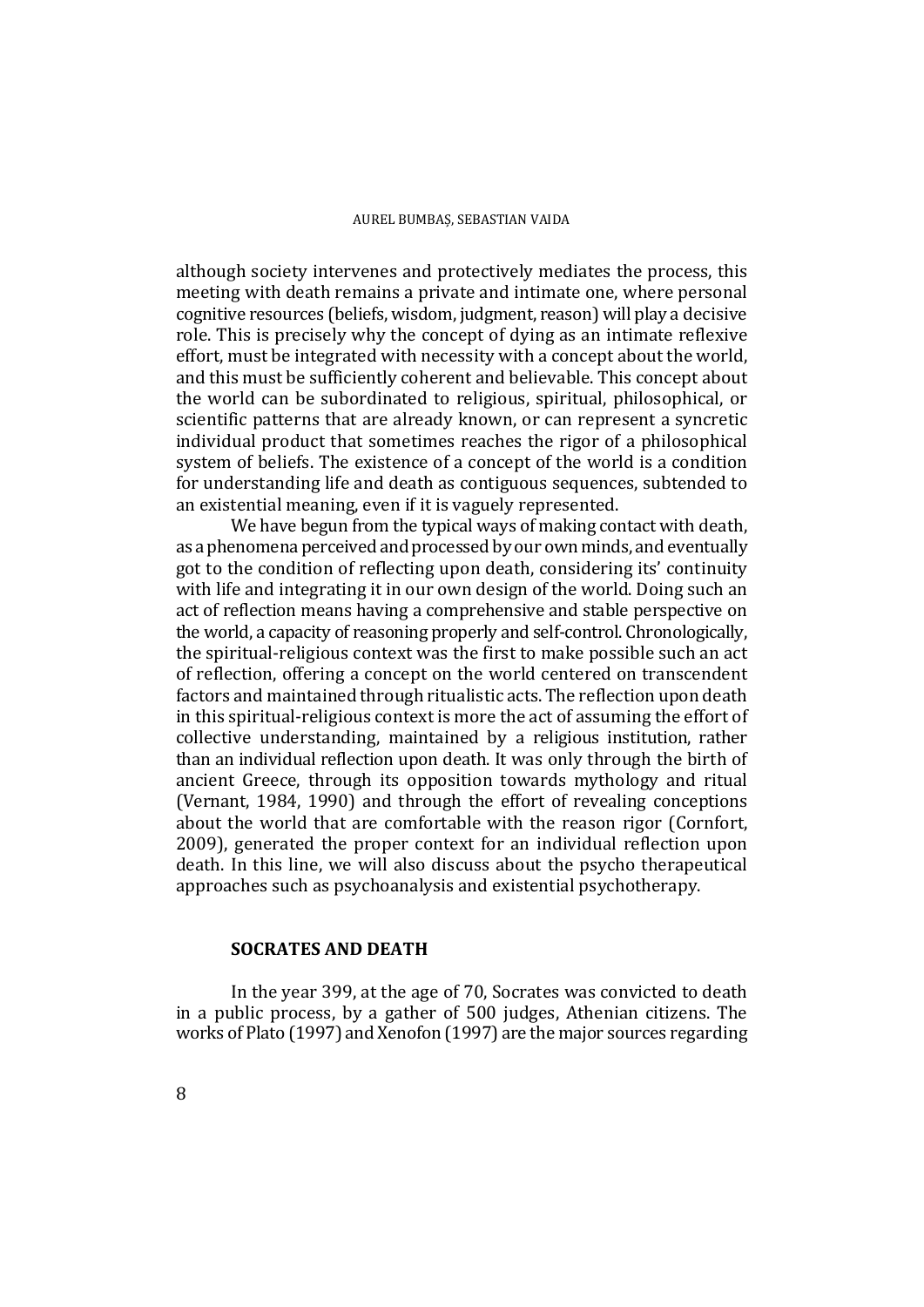although society intervenes and protectively mediates the process, this meeting with death remains a private and intimate one, where personal cognitive resources (beliefs, wisdom, judgment, reason) will play a decisive role. This is precisely why the concept of dying as an intimate reflexive effort, must be integrated with necessity with a concept about the world, and this must be sufficiently coherent and believable. This concept about the world can be subordinated to religious, spiritual, philosophical, or scientific patterns that are already known, or can represent a syncretic individual product that sometimes reaches the rigor of a philosophical system of beliefs. The existence of a concept of the world is a condition for understanding life and death as contiguous sequences, subtended to an existential meaning, even if it is vaguely represented.

We have begun from the typical ways of making contact with death, as a phenomena perceived and processed by our own minds, and eventually got to the condition of reflecting upon death, considering its' continuity with life and integrating it in our own design of the world. Doing such an act of reflection means having a comprehensive and stable perspective on the world, a capacity of reasoning properly and self-control. Chronologically, the spiritual-religious context was the first to make possible such an act of reflection, offering a concept on the world centered on transcendent factors and maintained through ritualistic acts. The reflection upon death in this spiritual-religious context is more the act of assuming the effort of collective understanding, maintained by a religious institution, rather than an individual reflection upon death. It was only through the birth of ancient Greece, through its opposition towards mythology and ritual (Vernant, 1984, 1990) and through the effort of revealing conceptions about the world that are comfortable with the reason rigor (Cornfort, 2009), generated the proper context for an individual reflection upon death. In this line, we will also discuss about the psycho therapeutical approaches such as psychoanalysis and existential psychotherapy.

## SOCRATES AND DEATH

In the year 399, at the age of 70, Socrates was convicted to death in a public process, by a gather of 500 judges, Athenian citizens. The works of Plato (1997) and Xenofon (1997) are the major sources regarding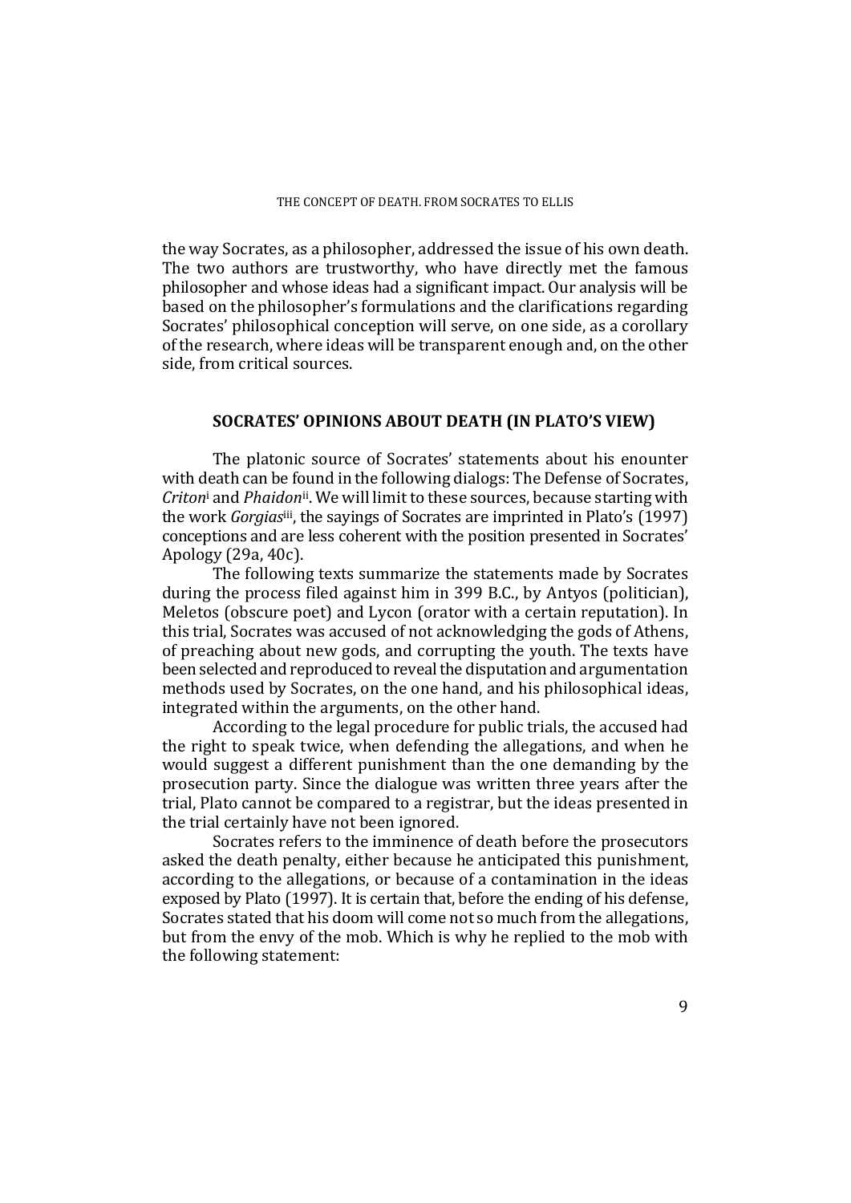the way Socrates, as a philosopher, addressed the issue of his own death. The two authors are trustworthy, who have directly met the famous philosopher and whose ideas had a significant impact. Our analysis will be based on the philosopher's formulations and the clarifications regarding Socrates' philosophical conception will serve, on one side, as a corollary of the research, where ideas will be transparent enough and, on the other side, from critical sources.

## SOCRATES' OPINIONS ABOUT DEATH (IN PLATO'S VIEW)

The platonic source of Socrates' statements about his enounter with death can be found in the following dialogs: The Defense of Socrates, *Criton*[i] and *Phaidon*[ii]. We will limit to these sources, because starting with the work *Gorgias*[iii], the sayings of Socrates are imprinted in Plato's (1997) conceptions and are less coherent with the position presented in Socrates' Apology (29a, 40c).

The following texts summarize the statements made by Socrates during the process filed against him in 399 B.C., by Antyos (politician), Meletos (obscure poet) and Lycon (orator with a certain reputation). In this trial, Socrates was accused of not acknowledging the gods of Athens, of preaching about new gods, and corrupting the youth. The texts have been selected and reproduced to reveal the disputation and argumentation methods used by Socrates, on the one hand, and his philosophical ideas, integrated within the arguments, on the other hand.

According to the legal procedure for public trials, the accused had the right to speak twice, when defending the allegations, and when he would suggest a different punishment than the one demanding by the prosecution party. Since the dialogue was written three years after the trial, Plato cannot be compared to a registrar, but the ideas presented in the trial certainly have not been ignored.

Socrates refers to the imminence of death before the prosecutors asked the death penalty, either because he anticipated this punishment, according to the allegations, or because of a contamination in the ideas exposed by Plato (1997). It is certain that, before the ending of his defense, Socrates stated that his doom will come not so much from the allegations, but from the envy of the mob. Which is why he replied to the mob with the following statement: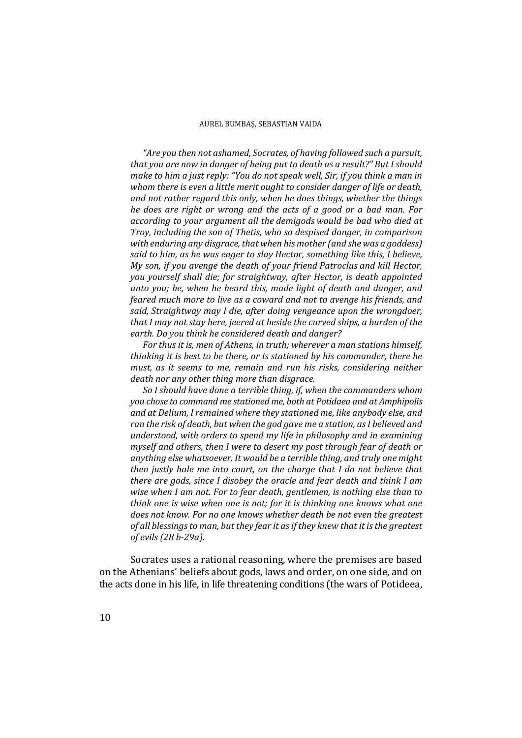*"Are you then not ashamed, Socrates, of having followed such a pursuit, that you are now in danger of being put to death as a result?" But I should make to him a just reply: "You do not speak well, Sir, if you think a man in whom there is even a little merit ought to consider danger of life or death, and not rather regard this only, when he does things, whether the things he does are right or wrong and the acts of a good or a bad man. For according to your argument all the demigods would be bad who died at Troy, including the son of Thetis, who so despised danger, in comparison with enduring any disgrace, that when his mother (and she was a goddess) said to him, as he was eager to slay Hector, something like this, I believe, My son, if you avenge the death of your friend Patroclus and kill Hector, you yourself shall die; for straightway, after Hector, is death appointed unto you; he, when he heard this, made light of death and danger, and feared much more to live as a coward and not to avenge his friends, and said, Straightway may I die, after doing vengeance upon the wrongdoer, that I may not stay here, jeered at beside the curved ships, a burden of the earth. Do you think he considered death and danger?*

*For thus it is, men of Athens, in truth; wherever a man stations himself, thinking it is best to be there, or is stationed by his commander, there he must, as it seems to me, remain and run his risks, considering neither death nor any other thing more than disgrace.*

*So I should have done a terrible thing, if, when the commanders whom you chose to command me stationed me, both at Potidaea and at Amphipolis and at Delium, I remained where they stationed me, like anybody else, and ran the risk of death, but when the god gave me a station, as I believed and understood, with orders to spend my life in philosophy and in examining myself and others, then I were to desert my post through fear of death or anything else whatsoever. It would be a terrible thing, and truly one might then justly hale me into court, on the charge that I do not believe that there are gods, since I disobey the oracle and fear death and think I am wise when I am not. For to fear death, gentlemen, is nothing else than to think one is wise when one is not; for it is thinking one knows what one does not know. For no one knows whether death be not even the greatest of all blessings to man, but they fear it as if they knew that it is the greatest of evils (28 b-29a).*

Socrates uses a rational reasoning, where the premises are based on the Athenians' beliefs about gods, laws and order, on one side, and on the acts done in his life, in life threatening conditions (the wars of Potideea,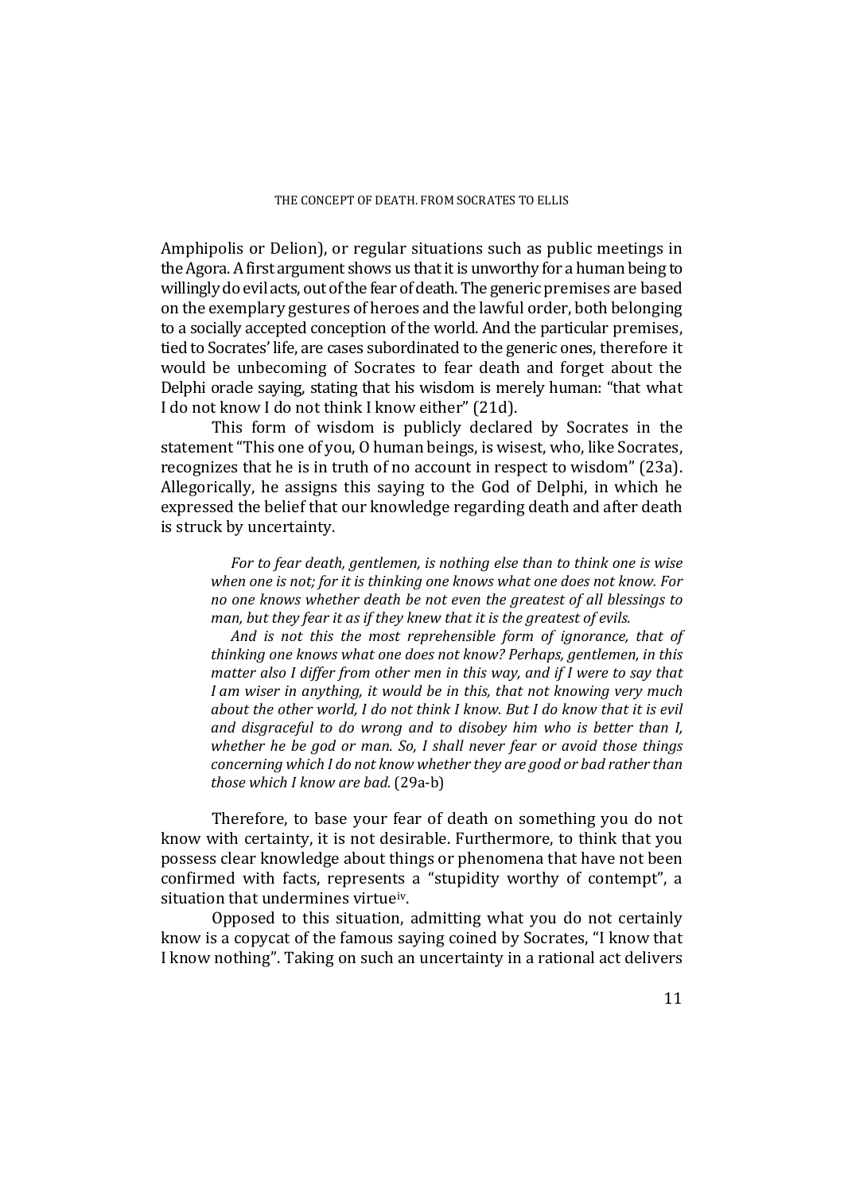Amphipolis or Delion), or regular situations such as public meetings in the Agora. A first argument shows us that it is unworthy for a human being to willingly do evil acts, out of the fear of death. The generic premises are based on the exemplary gestures of heroes and the lawful order, both belonging to a socially accepted conception of the world. And the particular premises, tied to Socrates' life, are cases subordinated to the generic ones, therefore it would be unbecoming of Socrates to fear death and forget about the Delphi oracle saying, stating that his wisdom is merely human: "that what I do not know I do not think I know either" (21d).

This form of wisdom is publicly declared by Socrates in the statement "This one of you, O human beings, is wisest, who, like Socrates, recognizes that he is in truth of no account in respect to wisdom" (23a). Allegorically, he assigns this saying to the God of Delphi, in which he expressed the belief that our knowledge regarding death and after death is struck by uncertainty.

> *For to fear death, gentlemen, is nothing else than to think one is wise when one is not; for it is thinking one knows what one does not know. For no one knows whether death be not even the greatest of all blessings to man, but they fear it as if they knew that it is the greatest of evils.*
>
> *And is not this the most reprehensible form of ignorance, that of thinking one knows what one does not know? Perhaps, gentlemen, in this matter also I differ from other men in this way, and if I were to say that I am wiser in anything, it would be in this, that not knowing very much about the other world, I do not think I know. But I do know that it is evil and disgraceful to do wrong and to disobey him who is better than I, whether he be god or man. So, I shall never fear or avoid those things concerning which I do not know whether they are good or bad rather than those which I know are bad.* (29a-b)

Therefore, to base your fear of death on something you do not know with certainty, it is not desirable. Furthermore, to think that you possess clear knowledge about things or phenomena that have not been confirmed with facts, represents a "stupidity worthy of contempt", a situation that undermines virtue[iv].

Opposed to this situation, admitting what you do not certainly know is a copycat of the famous saying coined by Socrates, "I know that I know nothing". Taking on such an uncertainty in a rational act delivers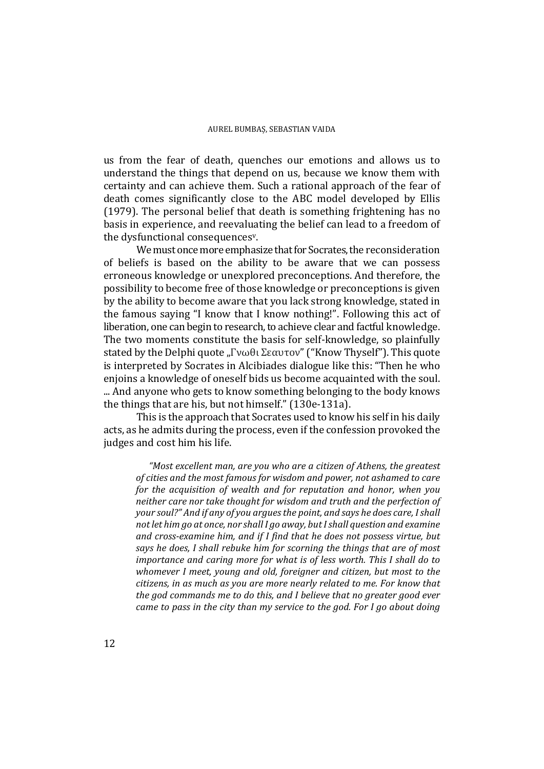us from the fear of death, quenches our emotions and allows us to understand the things that depend on us, because we know them with certainty and can achieve them. Such a rational approach of the fear of death comes significantly close to the ABC model developed by Ellis (1979). The personal belief that death is something frightening has no basis in experience, and reevaluating the belief can lead to a freedom of the dysfunctional consequences[v].

We must once more emphasize that for Socrates, the reconsideration of beliefs is based on the ability to be aware that we can possess erroneous knowledge or unexplored preconceptions. And therefore, the possibility to become free of those knowledge or preconceptions is given by the ability to become aware that you lack strong knowledge, stated in the famous saying "I know that I know nothing!". Following this act of liberation, one can begin to research, to achieve clear and factful knowledge. The two moments constitute the basis for self-knowledge, so plainfully stated by the Delphi quote „Γνωθι Σεαυτον" ("Know Thyself"). This quote is interpreted by Socrates in Alcibiades dialogue like this: "Then he who enjoins a knowledge of oneself bids us become acquainted with the soul. ... And anyone who gets to know something belonging to the body knows the things that are his, but not himself." (130e-131a).

This is the approach that Socrates used to know his self in his daily acts, as he admits during the process, even if the confession provoked the judges and cost him his life.

> *"Most excellent man, are you who are a citizen of Athens, the greatest of cities and the most famous for wisdom and power, not ashamed to care for the acquisition of wealth and for reputation and honor, when you neither care nor take thought for wisdom and truth and the perfection of your soul?" And if any of you argues the point, and says he does care, I shall not let him go at once, nor shall I go away, but I shall question and examine and cross-examine him, and if I find that he does not possess virtue, but says he does, I shall rebuke him for scorning the things that are of most importance and caring more for what is of less worth. This I shall do to whomever I meet, young and old, foreigner and citizen, but most to the citizens, in as much as you are more nearly related to me. For know that the god commands me to do this, and I believe that no greater good ever came to pass in the city than my service to the god. For I go about doing*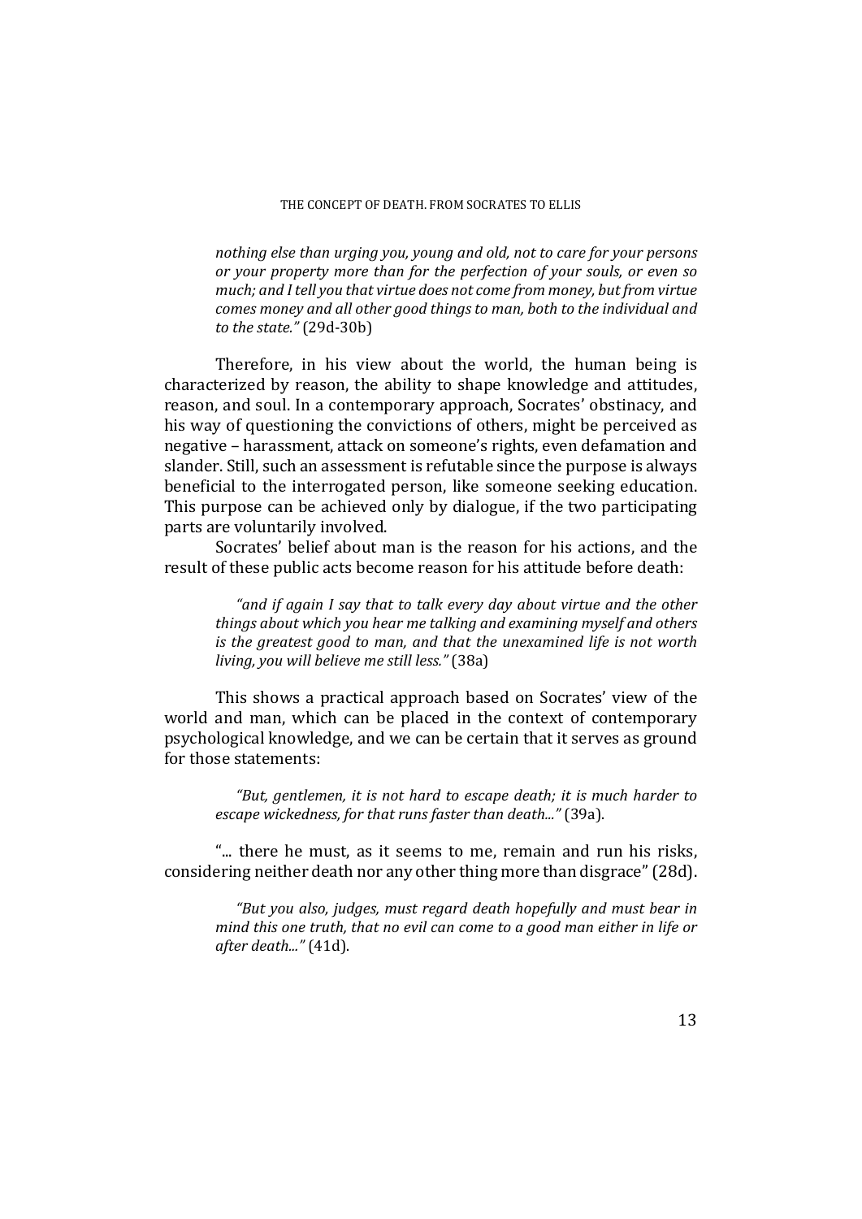*nothing else than urging you, young and old, not to care for your persons or your property more than for the perfection of your souls, or even so much; and I tell you that virtue does not come from money, but from virtue comes money and all other good things to man, both to the individual and to the state."* (29d-30b)

Therefore, in his view about the world, the human being is characterized by reason, the ability to shape knowledge and attitudes, reason, and soul. In a contemporary approach, Socrates' obstinacy, and his way of questioning the convictions of others, might be perceived as negative – harassment, attack on someone's rights, even defamation and slander. Still, such an assessment is refutable since the purpose is always beneficial to the interrogated person, like someone seeking education. This purpose can be achieved only by dialogue, if the two participating parts are voluntarily involved.

Socrates' belief about man is the reason for his actions, and the result of these public acts become reason for his attitude before death:

> *"and if again I say that to talk every day about virtue and the other things about which you hear me talking and examining myself and others is the greatest good to man, and that the unexamined life is not worth living, you will believe me still less."* (38a)

This shows a practical approach based on Socrates' view of the world and man, which can be placed in the context of contemporary psychological knowledge, and we can be certain that it serves as ground for those statements:

> *"But, gentlemen, it is not hard to escape death; it is much harder to escape wickedness, for that runs faster than death..."* (39a).

"... there he must, as it seems to me, remain and run his risks, considering neither death nor any other thing more than disgrace" (28d).

> *"But you also, judges, must regard death hopefully and must bear in mind this one truth, that no evil can come to a good man either in life or after death..."* (41d).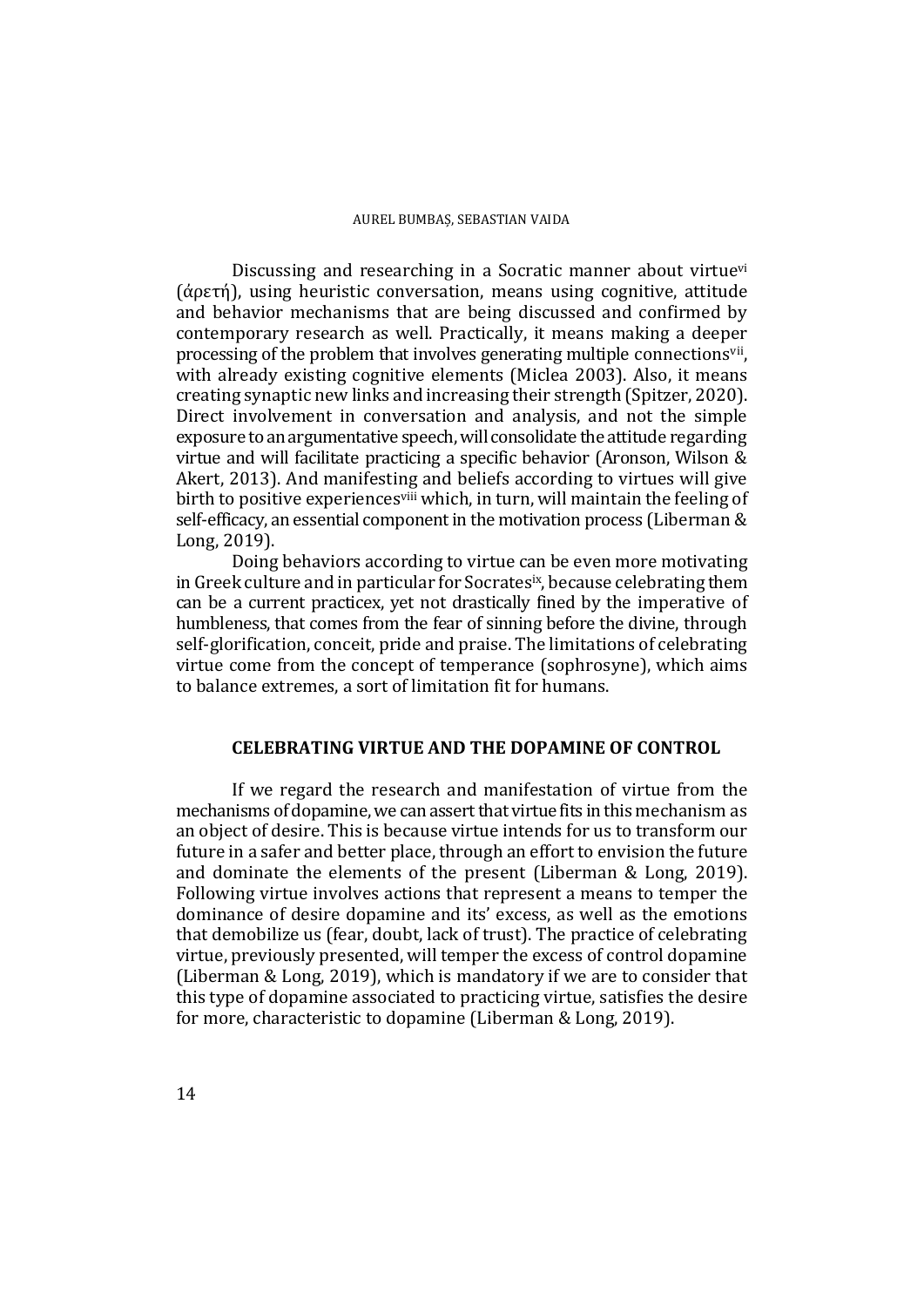Discussing and researching in a Socratic manner about virtue[vi] (ἀρετή), using heuristic conversation, means using cognitive, attitude and behavior mechanisms that are being discussed and confirmed by contemporary research as well. Practically, it means making a deeper processing of the problem that involves generating multiple connections[vii], with already existing cognitive elements (Miclea 2003). Also, it means creating synaptic new links and increasing their strength (Spitzer, 2020). Direct involvement in conversation and analysis, and not the simple exposure to an argumentative speech, will consolidate the attitude regarding virtue and will facilitate practicing a specific behavior (Aronson, Wilson & Akert, 2013). And manifesting and beliefs according to virtues will give birth to positive experiences[viii] which, in turn, will maintain the feeling of self-efficacy, an essential component in the motivation process (Liberman & Long, 2019).

Doing behaviors according to virtue can be even more motivating in Greek culture and in particular for Socrates[ix], because celebrating them can be a current practicex, yet not drastically fined by the imperative of humbleness, that comes from the fear of sinning before the divine, through self-glorification, conceit, pride and praise. The limitations of celebrating virtue come from the concept of temperance (sophrosyne), which aims to balance extremes, a sort of limitation fit for humans.

## CELEBRATING VIRTUE AND THE DOPAMINE OF CONTROL

If we regard the research and manifestation of virtue from the mechanisms of dopamine, we can assert that virtue fits in this mechanism as an object of desire. This is because virtue intends for us to transform our future in a safer and better place, through an effort to envision the future and dominate the elements of the present (Liberman & Long, 2019). Following virtue involves actions that represent a means to temper the dominance of desire dopamine and its' excess, as well as the emotions that demobilize us (fear, doubt, lack of trust). The practice of celebrating virtue, previously presented, will temper the excess of control dopamine (Liberman & Long, 2019), which is mandatory if we are to consider that this type of dopamine associated to practicing virtue, satisfies the desire for more, characteristic to dopamine (Liberman & Long, 2019).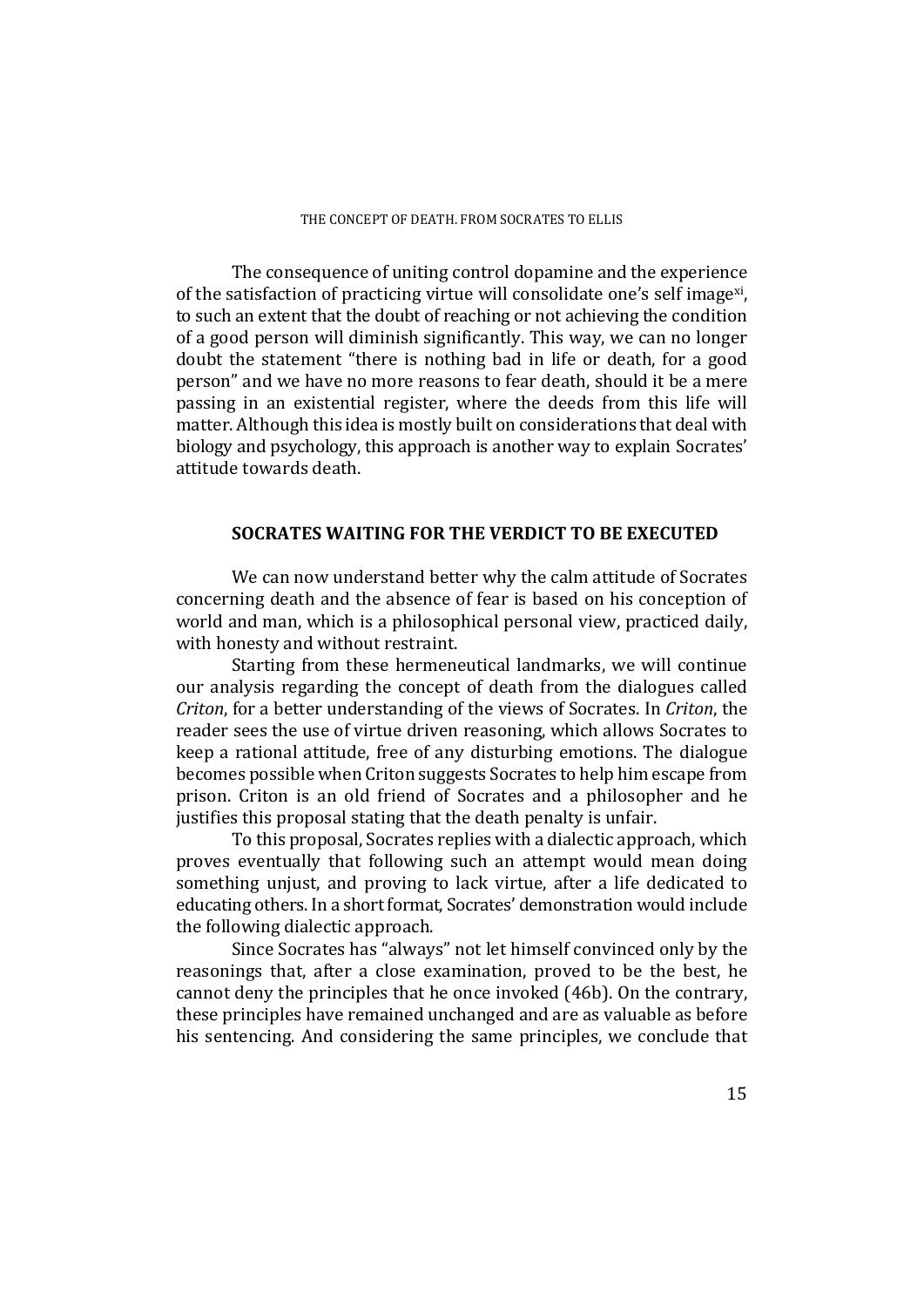The consequence of uniting control dopamine and the experience of the satisfaction of practicing virtue will consolidate one's self image[xi], to such an extent that the doubt of reaching or not achieving the condition of a good person will diminish significantly. This way, we can no longer doubt the statement "there is nothing bad in life or death, for a good person" and we have no more reasons to fear death, should it be a mere passing in an existential register, where the deeds from this life will matter. Although this idea is mostly built on considerations that deal with biology and psychology, this approach is another way to explain Socrates' attitude towards death.

## SOCRATES WAITING FOR THE VERDICT TO BE EXECUTED

We can now understand better why the calm attitude of Socrates concerning death and the absence of fear is based on his conception of world and man, which is a philosophical personal view, practiced daily, with honesty and without restraint.

Starting from these hermeneutical landmarks, we will continue our analysis regarding the concept of death from the dialogues called *Criton*, for a better understanding of the views of Socrates. In *Criton*, the reader sees the use of virtue driven reasoning, which allows Socrates to keep a rational attitude, free of any disturbing emotions. The dialogue becomes possible when Criton suggests Socrates to help him escape from prison. Criton is an old friend of Socrates and a philosopher and he justifies this proposal stating that the death penalty is unfair.

To this proposal, Socrates replies with a dialectic approach, which proves eventually that following such an attempt would mean doing something unjust, and proving to lack virtue, after a life dedicated to educating others. In a short format, Socrates' demonstration would include the following dialectic approach.

Since Socrates has "always" not let himself convinced only by the reasonings that, after a close examination, proved to be the best, he cannot deny the principles that he once invoked (46b). On the contrary, these principles have remained unchanged and are as valuable as before his sentencing. And considering the same principles, we conclude that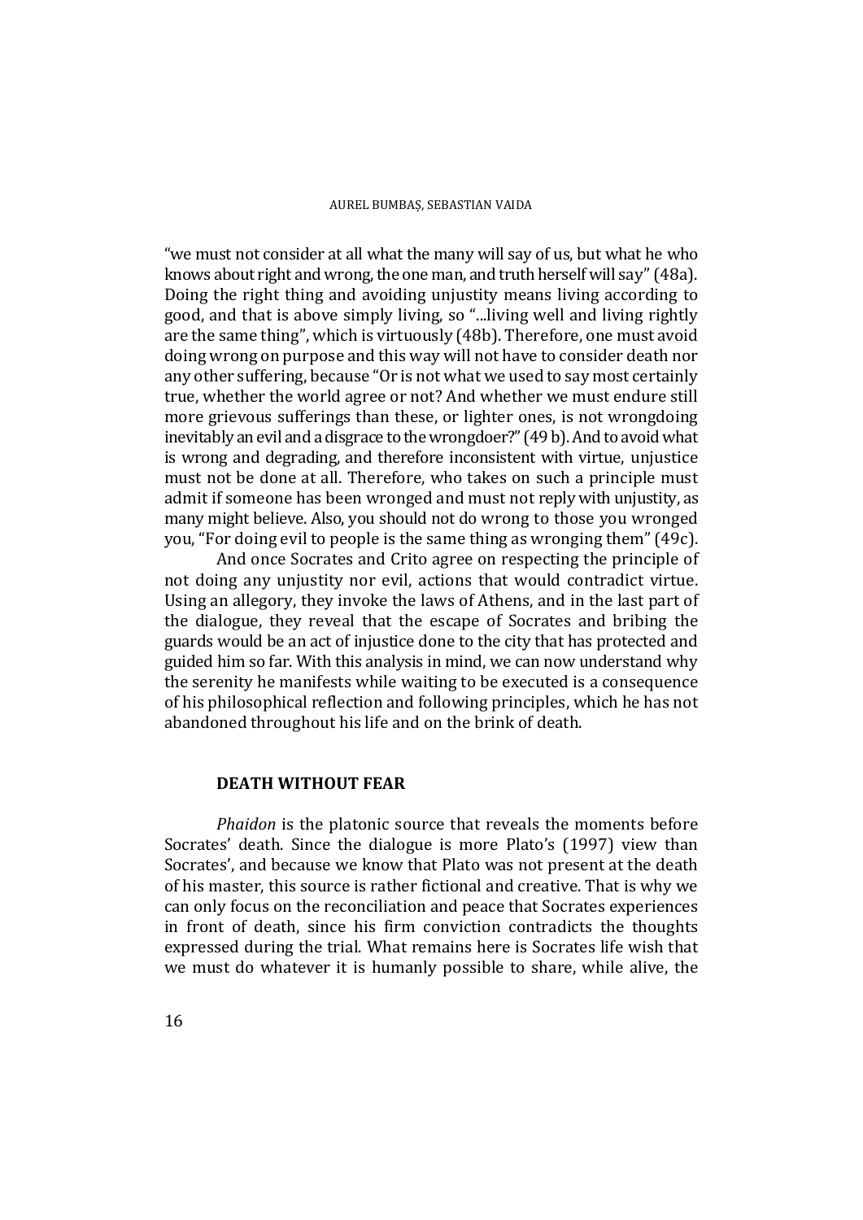"we must not consider at all what the many will say of us, but what he who knows about right and wrong, the one man, and truth herself will say" (48a). Doing the right thing and avoiding unjustity means living according to good, and that is above simply living, so "...living well and living rightly are the same thing", which is virtuously (48b). Therefore, one must avoid doing wrong on purpose and this way will not have to consider death nor any other suffering, because "Or is not what we used to say most certainly true, whether the world agree or not? And whether we must endure still more grievous sufferings than these, or lighter ones, is not wrongdoing inevitably an evil and a disgrace to the wrongdoer?" (49 b). And to avoid what is wrong and degrading, and therefore inconsistent with virtue, unjustice must not be done at all. Therefore, who takes on such a principle must admit if someone has been wronged and must not reply with unjustity, as many might believe. Also, you should not do wrong to those you wronged you, "For doing evil to people is the same thing as wronging them" (49c).

And once Socrates and Crito agree on respecting the principle of not doing any unjustity nor evil, actions that would contradict virtue. Using an allegory, they invoke the laws of Athens, and in the last part of the dialogue, they reveal that the escape of Socrates and bribing the guards would be an act of injustice done to the city that has protected and guided him so far. With this analysis in mind, we can now understand why the serenity he manifests while waiting to be executed is a consequence of his philosophical reflection and following principles, which he has not abandoned throughout his life and on the brink of death.

## DEATH WITHOUT FEAR

*Phaidon* is the platonic source that reveals the moments before Socrates' death. Since the dialogue is more Plato's (1997) view than Socrates', and because we know that Plato was not present at the death of his master, this source is rather fictional and creative. That is why we can only focus on the reconciliation and peace that Socrates experiences in front of death, since his firm conviction contradicts the thoughts expressed during the trial. What remains here is Socrates life wish that we must do whatever it is humanly possible to share, while alive, the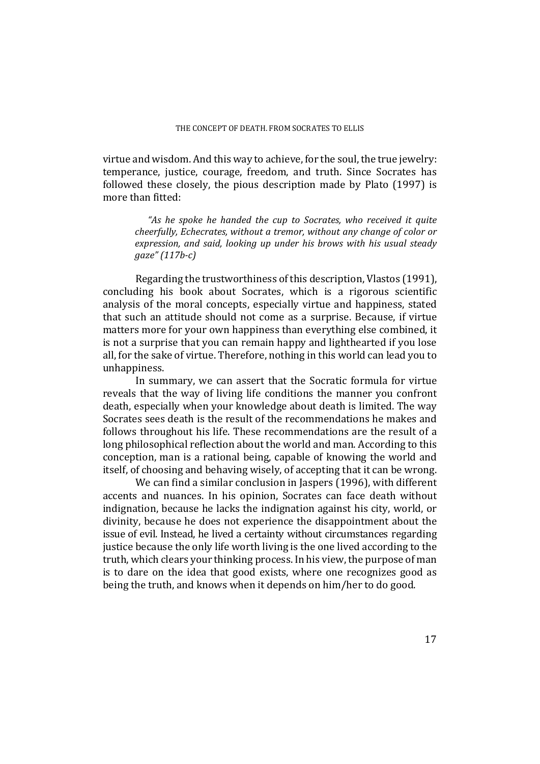virtue and wisdom. And this way to achieve, for the soul, the true jewelry: temperance, justice, courage, freedom, and truth. Since Socrates has followed these closely, the pious description made by Plato (1997) is more than fitted:

> *"As he spoke he handed the cup to Socrates, who received it quite cheerfully, Echecrates, without a tremor, without any change of color or expression, and said, looking up under his brows with his usual steady gaze" (117b-c)*

Regarding the trustworthiness of this description, Vlastos (1991), concluding his book about Socrates, which is a rigorous scientific analysis of the moral concepts, especially virtue and happiness, stated that such an attitude should not come as a surprise. Because, if virtue matters more for your own happiness than everything else combined, it is not a surprise that you can remain happy and lighthearted if you lose all, for the sake of virtue. Therefore, nothing in this world can lead you to unhappiness.

In summary, we can assert that the Socratic formula for virtue reveals that the way of living life conditions the manner you confront death, especially when your knowledge about death is limited. The way Socrates sees death is the result of the recommendations he makes and follows throughout his life. These recommendations are the result of a long philosophical reflection about the world and man. According to this conception, man is a rational being, capable of knowing the world and itself, of choosing and behaving wisely, of accepting that it can be wrong.

We can find a similar conclusion in Jaspers (1996), with different accents and nuances. In his opinion, Socrates can face death without indignation, because he lacks the indignation against his city, world, or divinity, because he does not experience the disappointment about the issue of evil. Instead, he lived a certainty without circumstances regarding justice because the only life worth living is the one lived according to the truth, which clears your thinking process. In his view, the purpose of man is to dare on the idea that good exists, where one recognizes good as being the truth, and knows when it depends on him/her to do good.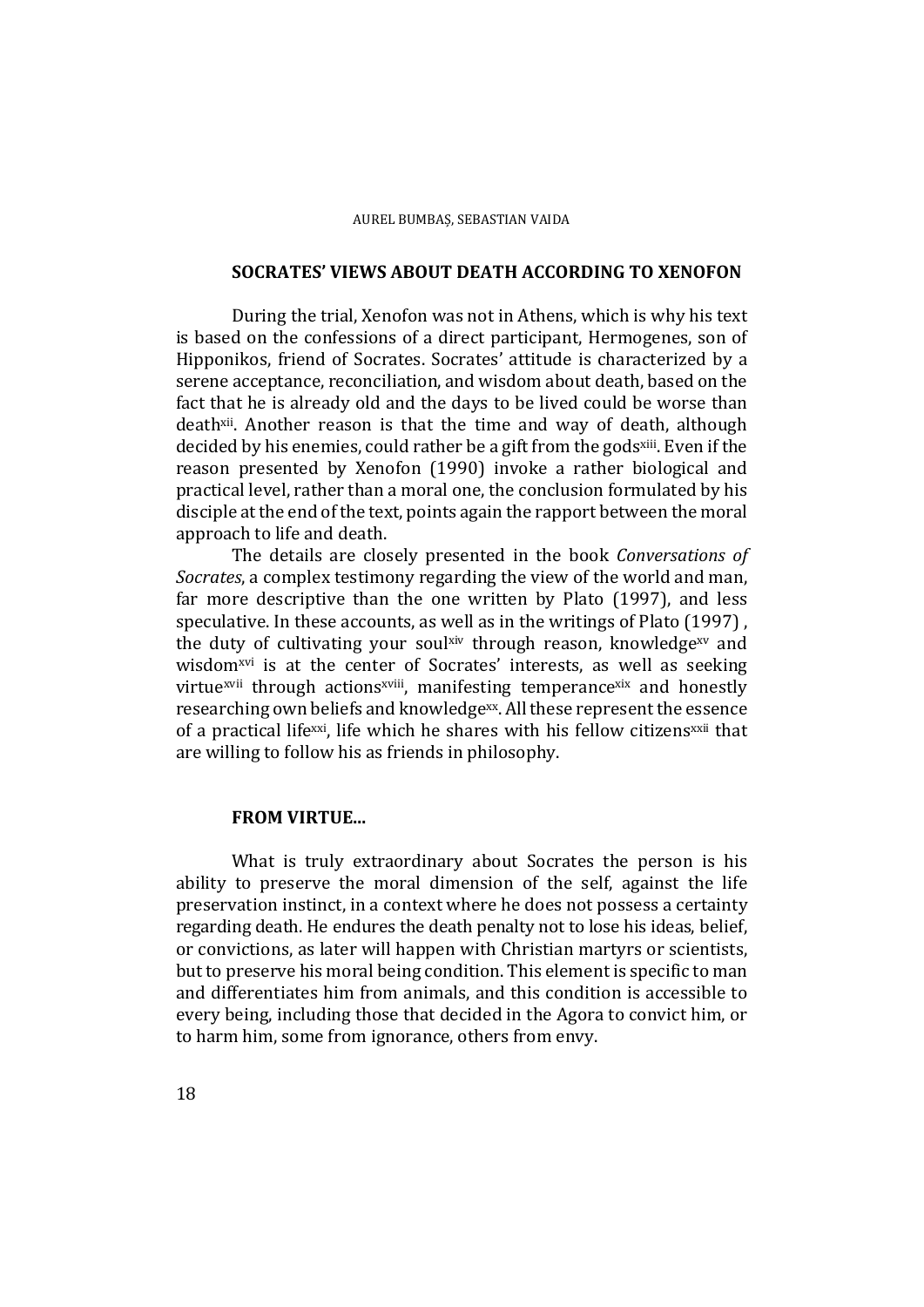## SOCRATES' VIEWS ABOUT DEATH ACCORDING TO XENOFON

During the trial, Xenofon was not in Athens, which is why his text is based on the confessions of a direct participant, Hermogenes, son of Hipponikos, friend of Socrates. Socrates' attitude is characterized by a serene acceptance, reconciliation, and wisdom about death, based on the fact that he is already old and the days to be lived could be worse than death[xii]. Another reason is that the time and way of death, although decided by his enemies, could rather be a gift from the gods[xiii]. Even if the reason presented by Xenofon (1990) invoke a rather biological and practical level, rather than a moral one, the conclusion formulated by his disciple at the end of the text, points again the rapport between the moral approach to life and death.

The details are closely presented in the book *Conversations of Socrates*, a complex testimony regarding the view of the world and man, far more descriptive than the one written by Plato (1997), and less speculative. In these accounts, as well as in the writings of Plato (1997) , the duty of cultivating your soul[xiv] through reason, knowledge[xv] and wisdom[xvi] is at the center of Socrates' interests, as well as seeking virtue[xvii] through actions[xviii], manifesting temperance[xix] and honestly researching own beliefs and knowledge[xx]. All these represent the essence of a practical life[xxi], life which he shares with his fellow citizens[xxii] that are willing to follow his as friends in philosophy.

## FROM VIRTUE...

What is truly extraordinary about Socrates the person is his ability to preserve the moral dimension of the self, against the life preservation instinct, in a context where he does not possess a certainty regarding death. He endures the death penalty not to lose his ideas, belief, or convictions, as later will happen with Christian martyrs or scientists, but to preserve his moral being condition. This element is specific to man and differentiates him from animals, and this condition is accessible to every being, including those that decided in the Agora to convict him, or to harm him, some from ignorance, others from envy.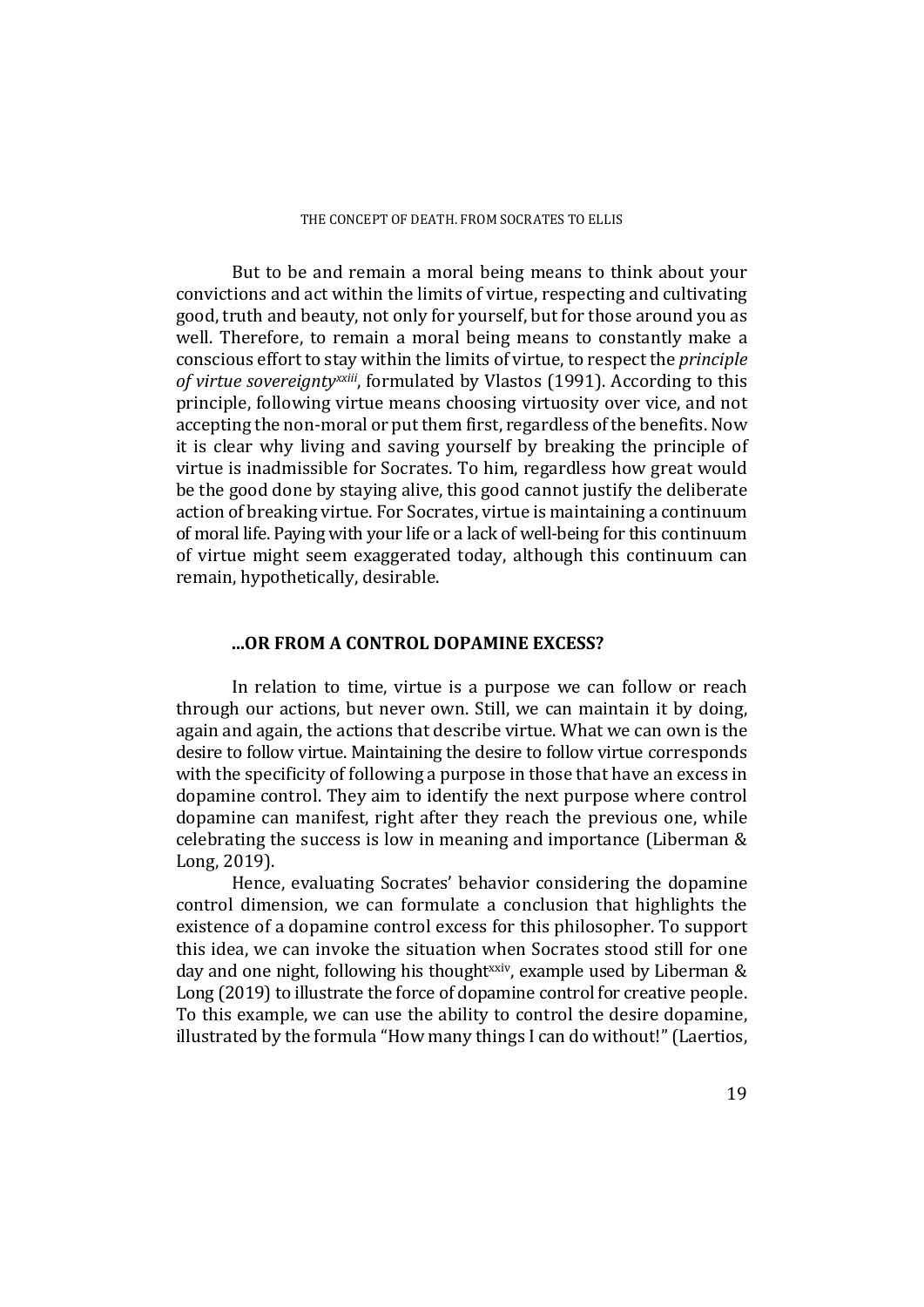But to be and remain a moral being means to think about your convictions and act within the limits of virtue, respecting and cultivating good, truth and beauty, not only for yourself, but for those around you as well. Therefore, to remain a moral being means to constantly make a conscious effort to stay within the limits of virtue, to respect the *principle of virtue sovereignty*[xxiii], formulated by Vlastos (1991). According to this principle, following virtue means choosing virtuosity over vice, and not accepting the non-moral or put them first, regardless of the benefits. Now it is clear why living and saving yourself by breaking the principle of virtue is inadmissible for Socrates. To him, regardless how great would be the good done by staying alive, this good cannot justify the deliberate action of breaking virtue. For Socrates, virtue is maintaining a continuum of moral life. Paying with your life or a lack of well-being for this continuum of virtue might seem exaggerated today, although this continuum can remain, hypothetically, desirable.

### ...OR FROM A CONTROL DOPAMINE EXCESS?

In relation to time, virtue is a purpose we can follow or reach through our actions, but never own. Still, we can maintain it by doing, again and again, the actions that describe virtue. What we can own is the desire to follow virtue. Maintaining the desire to follow virtue corresponds with the specificity of following a purpose in those that have an excess in dopamine control. They aim to identify the next purpose where control dopamine can manifest, right after they reach the previous one, while celebrating the success is low in meaning and importance (Liberman & Long, 2019).

Hence, evaluating Socrates' behavior considering the dopamine control dimension, we can formulate a conclusion that highlights the existence of a dopamine control excess for this philosopher. To support this idea, we can invoke the situation when Socrates stood still for one day and one night, following his thought[xxiv], example used by Liberman & Long (2019) to illustrate the force of dopamine control for creative people. To this example, we can use the ability to control the desire dopamine, illustrated by the formula "How many things I can do without!" (Laertios,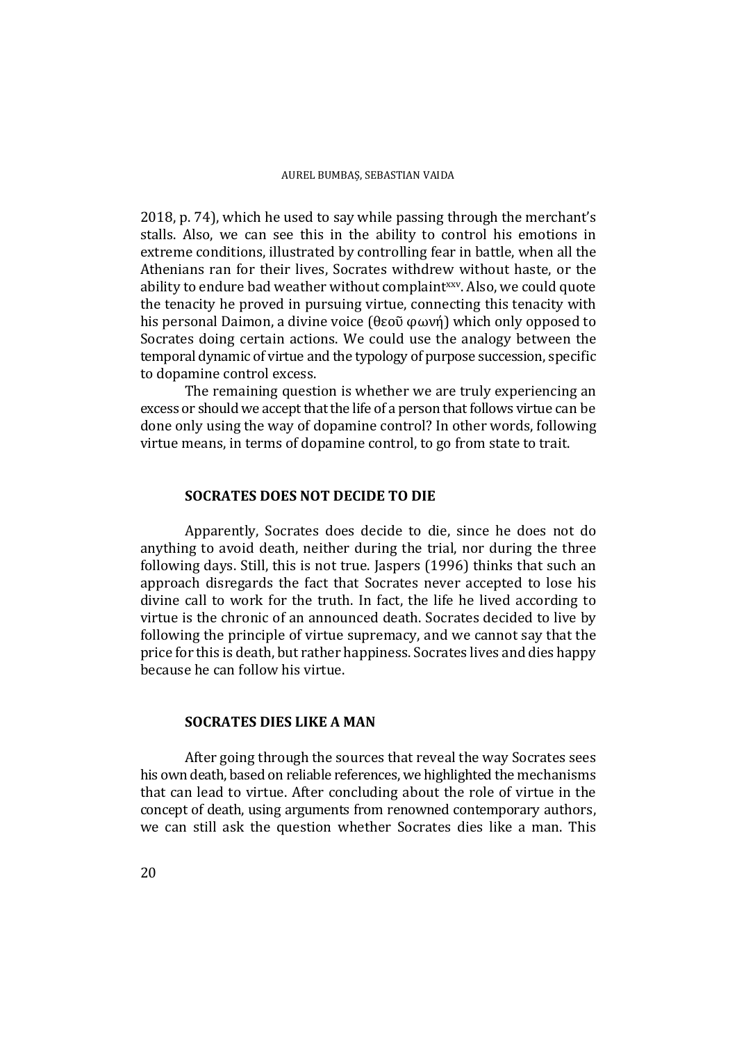2018, p. 74), which he used to say while passing through the merchant's stalls. Also, we can see this in the ability to control his emotions in extreme conditions, illustrated by controlling fear in battle, when all the Athenians ran for their lives, Socrates withdrew without haste, or the ability to endure bad weather without complaint[xxv]. Also, we could quote the tenacity he proved in pursuing virtue, connecting this tenacity with his personal Daimon, a divine voice (θεοῦ φωνή) which only opposed to Socrates doing certain actions. We could use the analogy between the temporal dynamic of virtue and the typology of purpose succession, specific to dopamine control excess.

The remaining question is whether we are truly experiencing an excess or should we accept that the life of a person that follows virtue can be done only using the way of dopamine control? In other words, following virtue means, in terms of dopamine control, to go from state to trait.

## SOCRATES DOES NOT DECIDE TO DIE

Apparently, Socrates does decide to die, since he does not do anything to avoid death, neither during the trial, nor during the three following days. Still, this is not true. Jaspers (1996) thinks that such an approach disregards the fact that Socrates never accepted to lose his divine call to work for the truth. In fact, the life he lived according to virtue is the chronic of an announced death. Socrates decided to live by following the principle of virtue supremacy, and we cannot say that the price for this is death, but rather happiness. Socrates lives and dies happy because he can follow his virtue.

## SOCRATES DIES LIKE A MAN

After going through the sources that reveal the way Socrates sees his own death, based on reliable references, we highlighted the mechanisms that can lead to virtue. After concluding about the role of virtue in the concept of death, using arguments from renowned contemporary authors, we can still ask the question whether Socrates dies like a man. This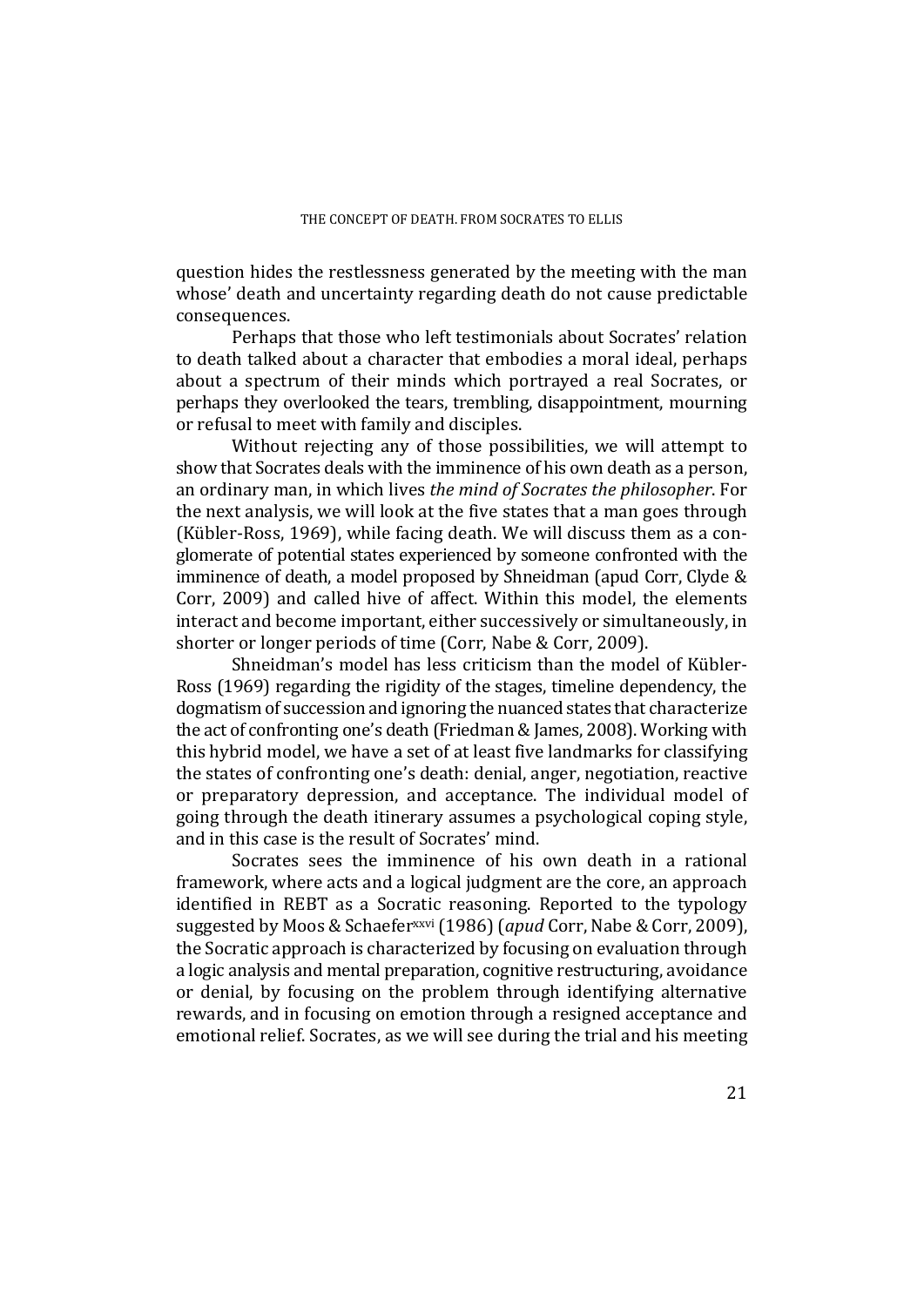question hides the restlessness generated by the meeting with the man whose' death and uncertainty regarding death do not cause predictable consequences.

Perhaps that those who left testimonials about Socrates' relation to death talked about a character that embodies a moral ideal, perhaps about a spectrum of their minds which portrayed a real Socrates, or perhaps they overlooked the tears, trembling, disappointment, mourning or refusal to meet with family and disciples.

Without rejecting any of those possibilities, we will attempt to show that Socrates deals with the imminence of his own death as a person, an ordinary man, in which lives *the mind of Socrates the philosopher*. For the next analysis, we will look at the five states that a man goes through (Kübler-Ross, 1969), while facing death. We will discuss them as a conglomerate of potential states experienced by someone confronted with the imminence of death, a model proposed by Shneidman (apud Corr, Clyde & Corr, 2009) and called hive of affect. Within this model, the elements interact and become important, either successively or simultaneously, in shorter or longer periods of time (Corr, Nabe & Corr, 2009).

Shneidman's model has less criticism than the model of Kübler-Ross (1969) regarding the rigidity of the stages, timeline dependency, the dogmatism of succession and ignoring the nuanced states that characterize the act of confronting one's death (Friedman & James, 2008). Working with this hybrid model, we have a set of at least five landmarks for classifying the states of confronting one's death: denial, anger, negotiation, reactive or preparatory depression, and acceptance. The individual model of going through the death itinerary assumes a psychological coping style, and in this case is the result of Socrates' mind.

Socrates sees the imminence of his own death in a rational framework, where acts and a logical judgment are the core, an approach identified in REBT as a Socratic reasoning. Reported to the typology suggested by Moos & Schaefer[xxvi] (1986) (*apud* Corr, Nabe & Corr, 2009), the Socratic approach is characterized by focusing on evaluation through a logic analysis and mental preparation, cognitive restructuring, avoidance or denial, by focusing on the problem through identifying alternative rewards, and in focusing on emotion through a resigned acceptance and emotional relief. Socrates, as we will see during the trial and his meeting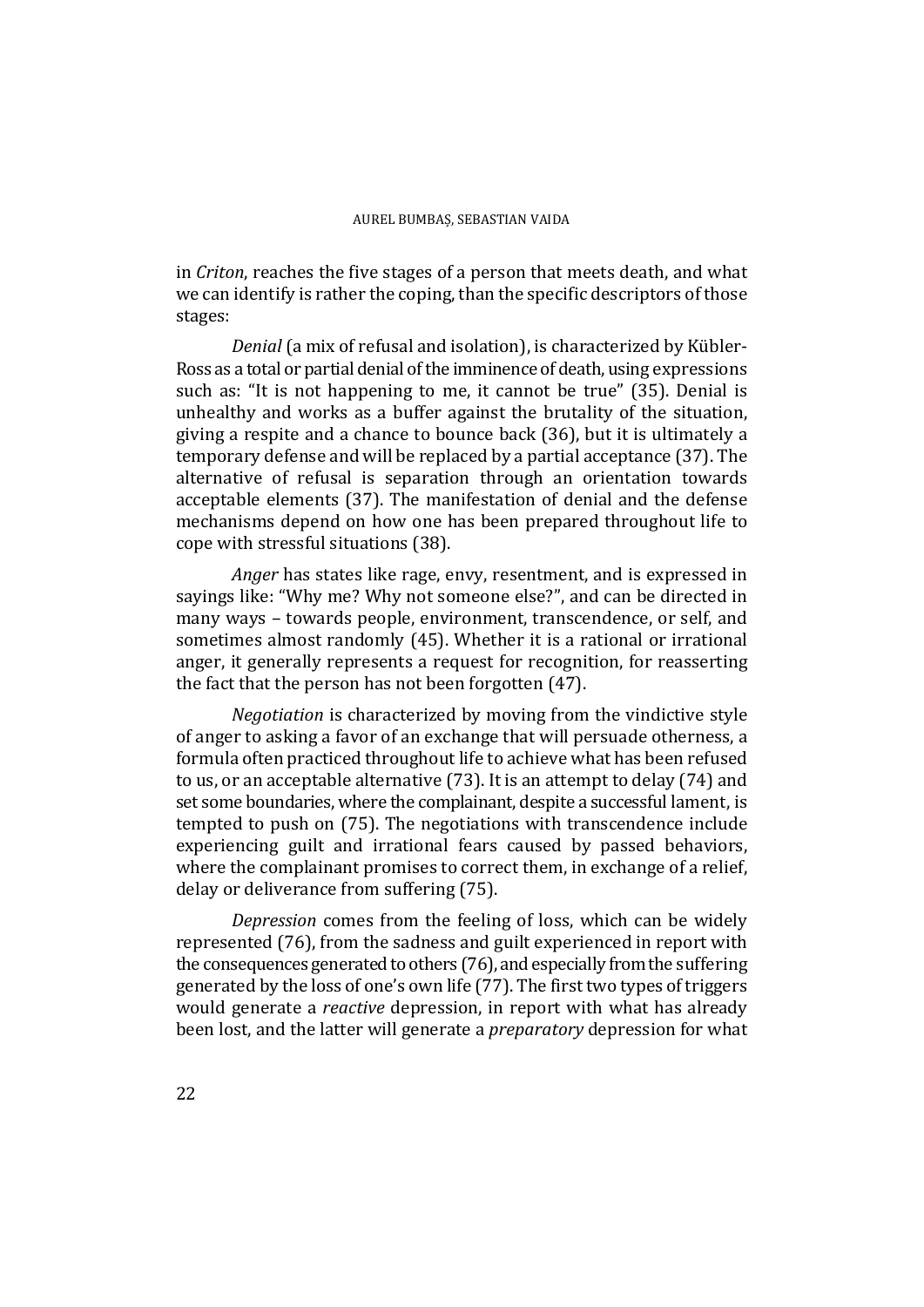in *Criton*, reaches the five stages of a person that meets death, and what we can identify is rather the coping, than the specific descriptors of those stages:

*Denial* (a mix of refusal and isolation), is characterized by Kübler-Ross as a total or partial denial of the imminence of death, using expressions such as: "It is not happening to me, it cannot be true" (35). Denial is unhealthy and works as a buffer against the brutality of the situation, giving a respite and a chance to bounce back (36), but it is ultimately a temporary defense and will be replaced by a partial acceptance (37). The alternative of refusal is separation through an orientation towards acceptable elements (37). The manifestation of denial and the defense mechanisms depend on how one has been prepared throughout life to cope with stressful situations (38).

*Anger* has states like rage, envy, resentment, and is expressed in sayings like: "Why me? Why not someone else?", and can be directed in many ways – towards people, environment, transcendence, or self, and sometimes almost randomly (45). Whether it is a rational or irrational anger, it generally represents a request for recognition, for reasserting the fact that the person has not been forgotten (47).

*Negotiation* is characterized by moving from the vindictive style of anger to asking a favor of an exchange that will persuade otherness, a formula often practiced throughout life to achieve what has been refused to us, or an acceptable alternative (73). It is an attempt to delay (74) and set some boundaries, where the complainant, despite a successful lament, is tempted to push on (75). The negotiations with transcendence include experiencing guilt and irrational fears caused by passed behaviors, where the complainant promises to correct them, in exchange of a relief, delay or deliverance from suffering (75).

*Depression* comes from the feeling of loss, which can be widely represented (76), from the sadness and guilt experienced in report with the consequences generated to others (76), and especially from the suffering generated by the loss of one's own life (77). The first two types of triggers would generate a *reactive* depression, in report with what has already been lost, and the latter will generate a *preparatory* depression for what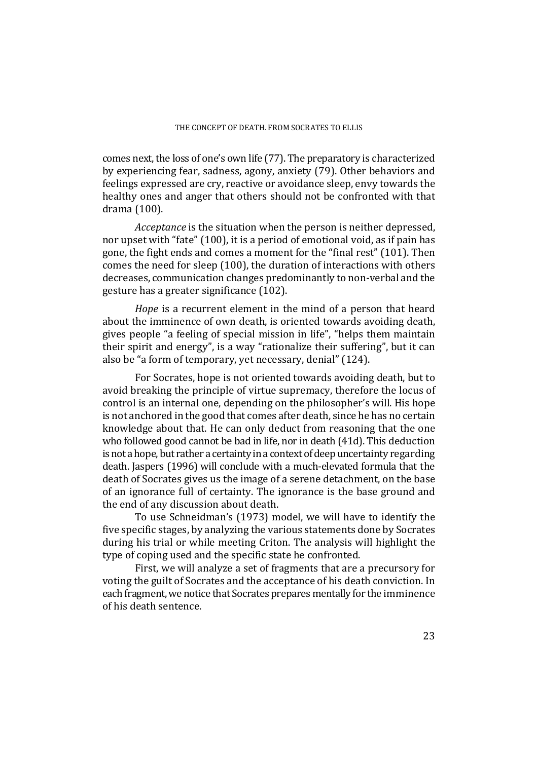comes next, the loss of one's own life (77). The preparatory is characterized by experiencing fear, sadness, agony, anxiety (79). Other behaviors and feelings expressed are cry, reactive or avoidance sleep, envy towards the healthy ones and anger that others should not be confronted with that drama (100).

*Acceptance* is the situation when the person is neither depressed, nor upset with "fate" (100), it is a period of emotional void, as if pain has gone, the fight ends and comes a moment for the "final rest" (101). Then comes the need for sleep (100), the duration of interactions with others decreases, communication changes predominantly to non-verbal and the gesture has a greater significance (102).

*Hope* is a recurrent element in the mind of a person that heard about the imminence of own death, is oriented towards avoiding death, gives people "a feeling of special mission in life", "helps them maintain their spirit and energy", is a way "rationalize their suffering", but it can also be "a form of temporary, yet necessary, denial" (124).

For Socrates, hope is not oriented towards avoiding death, but to avoid breaking the principle of virtue supremacy, therefore the locus of control is an internal one, depending on the philosopher's will. His hope is not anchored in the good that comes after death, since he has no certain knowledge about that. He can only deduct from reasoning that the one who followed good cannot be bad in life, nor in death (41d). This deduction is not a hope, but rather a certainty in a context of deep uncertainty regarding death. Jaspers (1996) will conclude with a much-elevated formula that the death of Socrates gives us the image of a serene detachment, on the base of an ignorance full of certainty. The ignorance is the base ground and the end of any discussion about death.

To use Schneidman's (1973) model, we will have to identify the five specific stages, by analyzing the various statements done by Socrates during his trial or while meeting Criton. The analysis will highlight the type of coping used and the specific state he confronted.

First, we will analyze a set of fragments that are a precursory for voting the guilt of Socrates and the acceptance of his death conviction. In each fragment, we notice that Socrates prepares mentally for the imminence of his death sentence.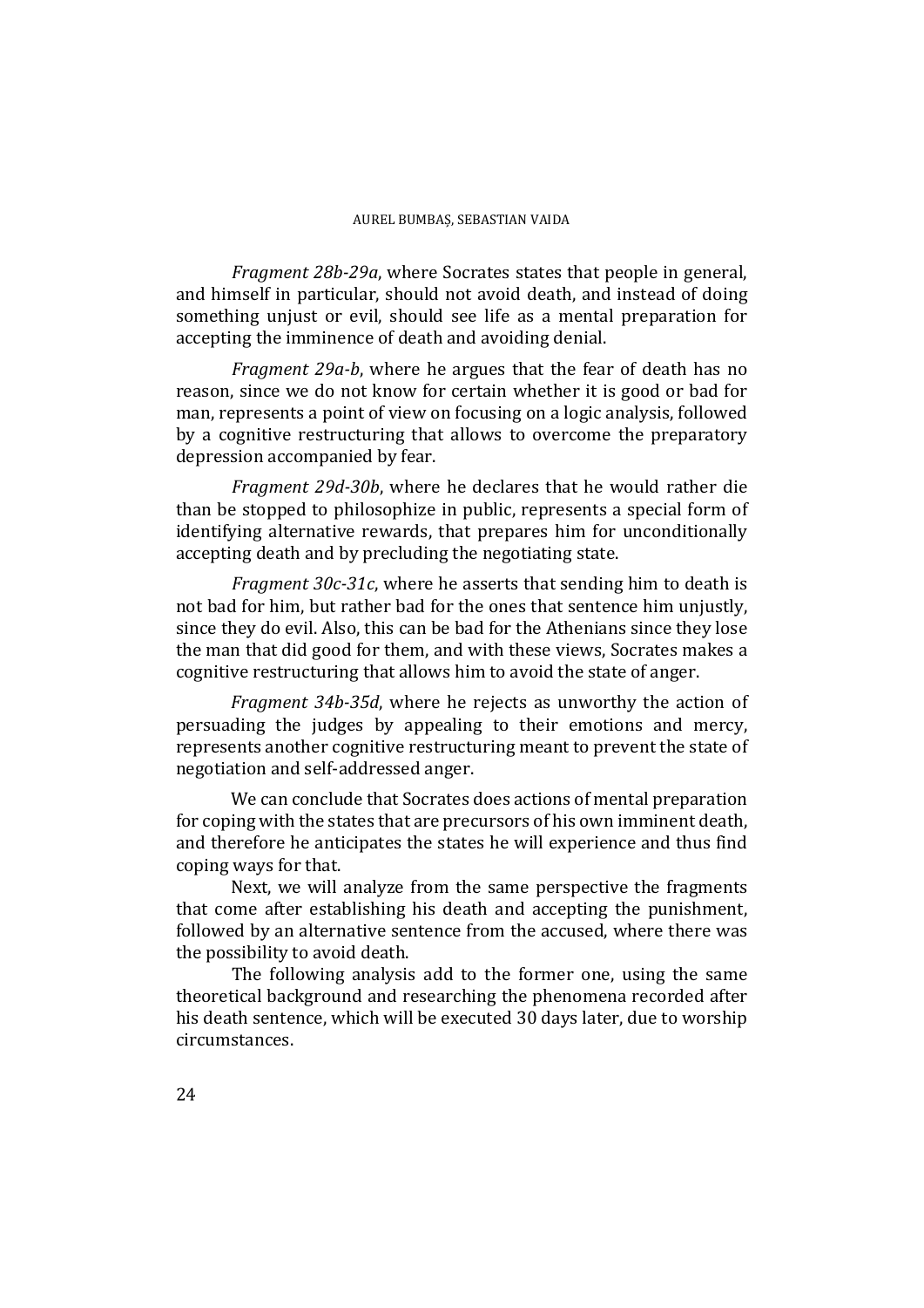*Fragment 28b-29a*, where Socrates states that people in general, and himself in particular, should not avoid death, and instead of doing something unjust or evil, should see life as a mental preparation for accepting the imminence of death and avoiding denial.

*Fragment 29a-b*, where he argues that the fear of death has no reason, since we do not know for certain whether it is good or bad for man, represents a point of view on focusing on a logic analysis, followed by a cognitive restructuring that allows to overcome the preparatory depression accompanied by fear.

*Fragment 29d-30b*, where he declares that he would rather die than be stopped to philosophize in public, represents a special form of identifying alternative rewards, that prepares him for unconditionally accepting death and by precluding the negotiating state.

*Fragment 30c-31c*, where he asserts that sending him to death is not bad for him, but rather bad for the ones that sentence him unjustly, since they do evil. Also, this can be bad for the Athenians since they lose the man that did good for them, and with these views, Socrates makes a cognitive restructuring that allows him to avoid the state of anger.

*Fragment 34b-35d*, where he rejects as unworthy the action of persuading the judges by appealing to their emotions and mercy, represents another cognitive restructuring meant to prevent the state of negotiation and self-addressed anger.

We can conclude that Socrates does actions of mental preparation for coping with the states that are precursors of his own imminent death, and therefore he anticipates the states he will experience and thus find coping ways for that.

Next, we will analyze from the same perspective the fragments that come after establishing his death and accepting the punishment, followed by an alternative sentence from the accused, where there was the possibility to avoid death.

The following analysis add to the former one, using the same theoretical background and researching the phenomena recorded after his death sentence, which will be executed 30 days later, due to worship circumstances.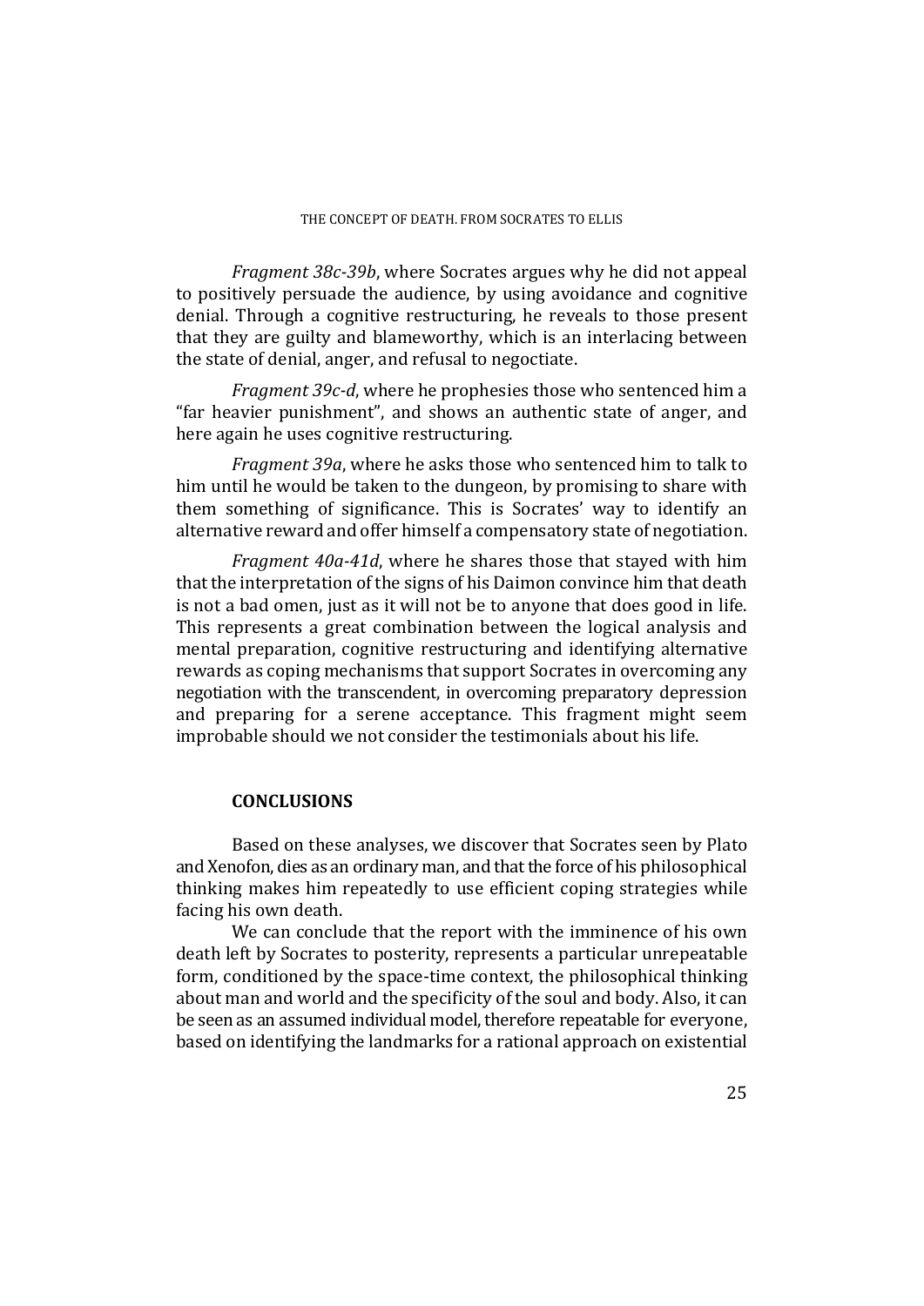*Fragment 38c-39b*, where Socrates argues why he did not appeal to positively persuade the audience, by using avoidance and cognitive denial. Through a cognitive restructuring, he reveals to those present that they are guilty and blameworthy, which is an interlacing between the state of denial, anger, and refusal to negociate.

*Fragment 39c-d*, where he prophesies those who sentenced him a "far heavier punishment", and shows an authentic state of anger, and here again he uses cognitive restructuring.

*Fragment 39a*, where he asks those who sentenced him to talk to him until he would be taken to the dungeon, by promising to share with them something of significance. This is Socrates' way to identify an alternative reward and offer himself a compensatory state of negotiation.

*Fragment 40a-41d*, where he shares those that stayed with him that the interpretation of the signs of his Daimon convince him that death is not a bad omen, just as it will not be to anyone that does good in life. This represents a great combination between the logical analysis and mental preparation, cognitive restructuring and identifying alternative rewards as coping mechanisms that support Socrates in overcoming any negotiation with the transcendent, in overcoming preparatory depression and preparing for a serene acceptance. This fragment might seem improbable should we not consider the testimonials about his life.

## CONCLUSIONS

Based on these analyses, we discover that Socrates seen by Plato and Xenofon, dies as an ordinary man, and that the force of his philosophical thinking makes him repeatedly to use efficient coping strategies while facing his own death.

We can conclude that the report with the imminence of his own death left by Socrates to posterity, represents a particular unrepeatable form, conditioned by the space-time context, the philosophical thinking about man and world and the specificity of the soul and body. Also, it can be seen as an assumed individual model, therefore repeatable for everyone, based on identifying the landmarks for a rational approach on existential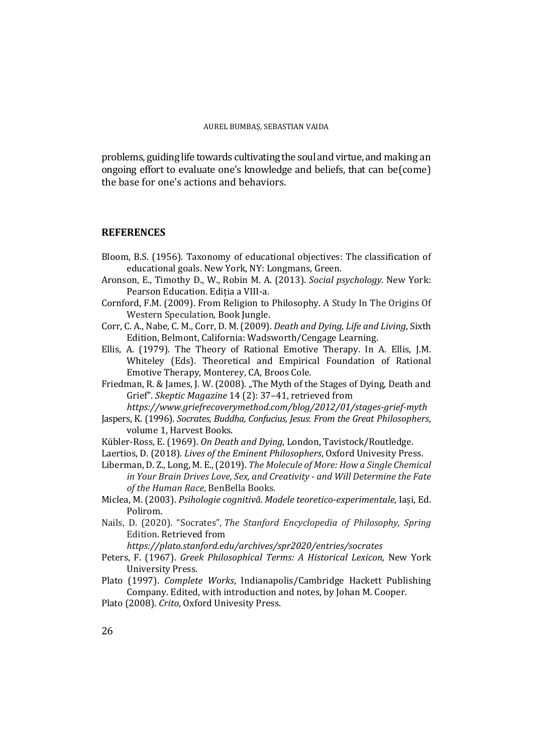problems, guiding life towards cultivating the soul and virtue, and making an ongoing effort to evaluate one's knowledge and beliefs, that can be(come) the base for one's actions and behaviors.

## REFERENCES

Bloom, B.S. (1956). Taxonomy of educational objectives: The classification of educational goals. New York, NY: Longmans, Green.

Aronson, E., Timothy D., W., Robin M. A. (2013). *Social psychology*. New York: Pearson Education. Ediția a VIII-a.

Cornford, F.M. (2009). From Religion to Philosophy. A Study In The Origins Of Western Speculation, Book Jungle.

Corr, C. A., Nabe, C. M., Corr, D. M. (2009). *Death and Dying, Life and Living*, Sixth Edition, Belmont, California: Wadsworth/Cengage Learning.

Ellis, A. (1979). The Theory of Rational Emotive Therapy. In A. Ellis, J.M. Whiteley (Eds). Theoretical and Empirical Foundation of Rational Emotive Therapy, Monterey, CA, Broos Cole.

Friedman, R. & James, J. W. (2008). „The Myth of the Stages of Dying, Death and Grief". *Skeptic Magazine* 14 (2): 37–41, retrieved from *https://www.griefrecoverymethod.com/blog/2012/01/stages-grief-myth*

Jaspers, K. (1996). *Socrates, Buddha, Confucius, Jesus*: *From the Great Philosophers*, volume 1, Harvest Books.

Kübler-Ross, E. (1969). *On Death and Dying*, London, Tavistock/Routledge.

Laertios, D. (2018). *Lives of the Eminent Philosophers*, Oxford Univesity Press.

Liberman, D. Z., Long, M. E., (2019). *The Molecule of More: How a Single Chemical in Your Brain Drives Love, Sex, and Creativity - and Will Determine the Fate of the Human Race*, BenBella Books.

Miclea, M. (2003). *Psihologie cognitivă. Modele teoretico-experimentale*, Iași, Ed. Polirom.

Nails, D. (2020). "Socrates", *The Stanford Encyclopedia of Philosophy, Spring* Edition. Retrieved from *https://plato.stanford.edu/archives/spr2020/entries/socrates*

Peters, F. (1967). *Greek Philosophical Terms: A Historical Lexicon,* New York University Press.

Plato (1997). *Complete Works*, Indianapolis/Cambridge Hackett Publishing Company. Edited, with introduction and notes, by Johan M. Cooper.

Plato (2008). *Crito*, Oxford Univesity Press.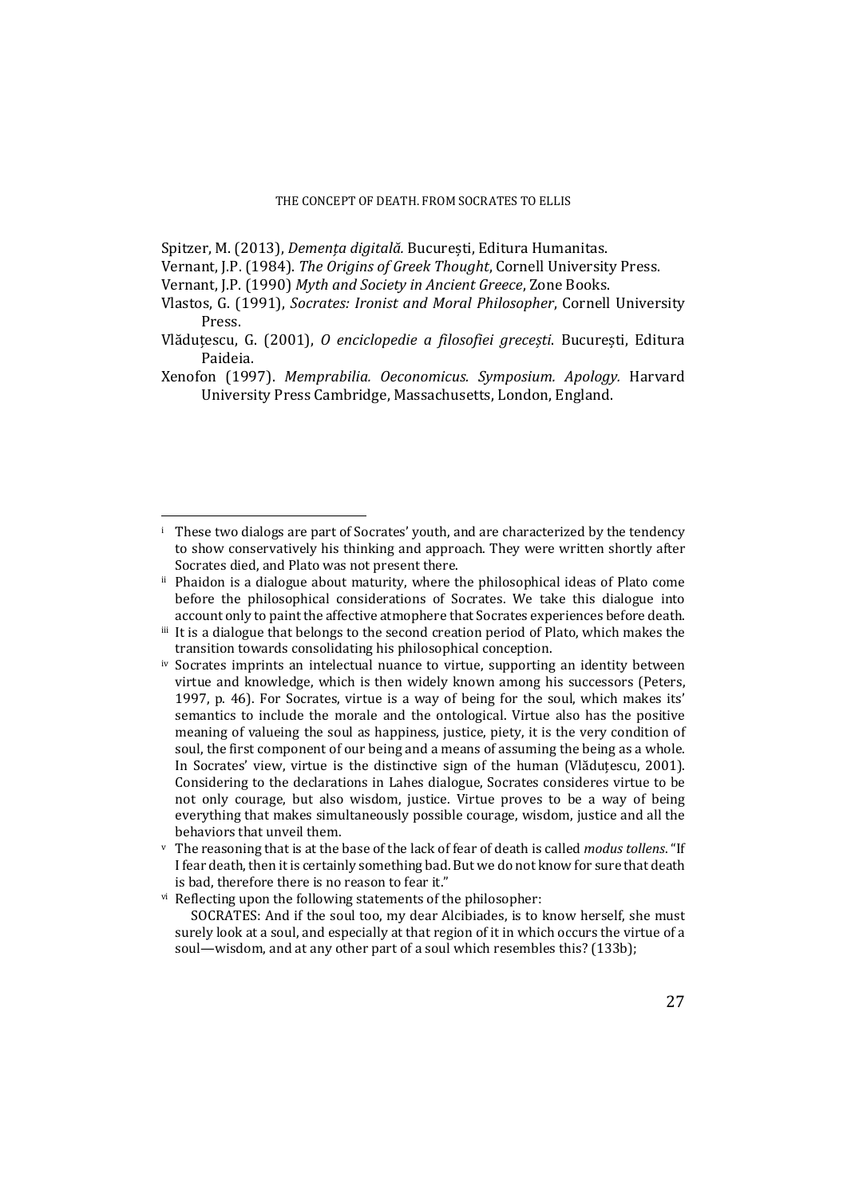Spitzer, M. (2013), *Demența digitală.* București, Editura Humanitas.

Vernant, J.P. (1984). *The Origins of Greek Thought*, Cornell University Press.

Vernant, J.P. (1990) *Myth and Society in Ancient Greece*, Zone Books.

Vlastos, G. (1991), *Socrates: Ironist and Moral Philosopher*, Cornell University Press.

Vlăduțescu, G. (2001), *O enciclopedie a filosofiei grecești*. București, Editura Paideia.

Xenofon (1997). *Memprabilia. Oeconomicus. Symposium. Apology.* Harvard University Press Cambridge, Massachusetts, London, England.

---

[i] These two dialogs are part of Socrates' youth, and are characterized by the tendency to show conservatively his thinking and approach. They were written shortly after Socrates died, and Plato was not present there.

[ii] Phaidon is a dialogue about maturity, where the philosophical ideas of Plato come before the philosophical considerations of Socrates. We take this dialogue into account only to paint the affective atmophere that Socrates experiences before death.

[iii] It is a dialogue that belongs to the second creation period of Plato, which makes the transition towards consolidating his philosophical conception.

[iv] Socrates imprints an intelectual nuance to virtue, supporting an identity between virtue and knowledge, which is then widely known among his successors (Peters, 1997, p. 46). For Socrates, virtue is a way of being for the soul, which makes its' semantics to include the morale and the ontological. Virtue also has the positive meaning of valueing the soul as happiness, justice, piety, it is the very condition of soul, the first component of our being and a means of assuming the being as a whole. In Socrates' view, virtue is the distinctive sign of the human (Vlăduțescu, 2001). Considering to the declarations in Lahes dialogue, Socrates consideres virtue to be not only courage, but also wisdom, justice. Virtue proves to be a way of being everything that makes simultaneously possible courage, wisdom, justice and all the behaviors that unveil them.

[v] The reasoning that is at the base of the lack of fear of death is called *modus tollens*. "If I fear death, then it is certainly something bad. But we do not know for sure that death is bad, therefore there is no reason to fear it."

[vi] Reflecting upon the following statements of the philosopher:

SOCRATES: And if the soul too, my dear Alcibiades, is to know herself, she must surely look at a soul, and especially at that region of it in which occurs the virtue of a soul—wisdom, and at any other part of a soul which resembles this? (133b);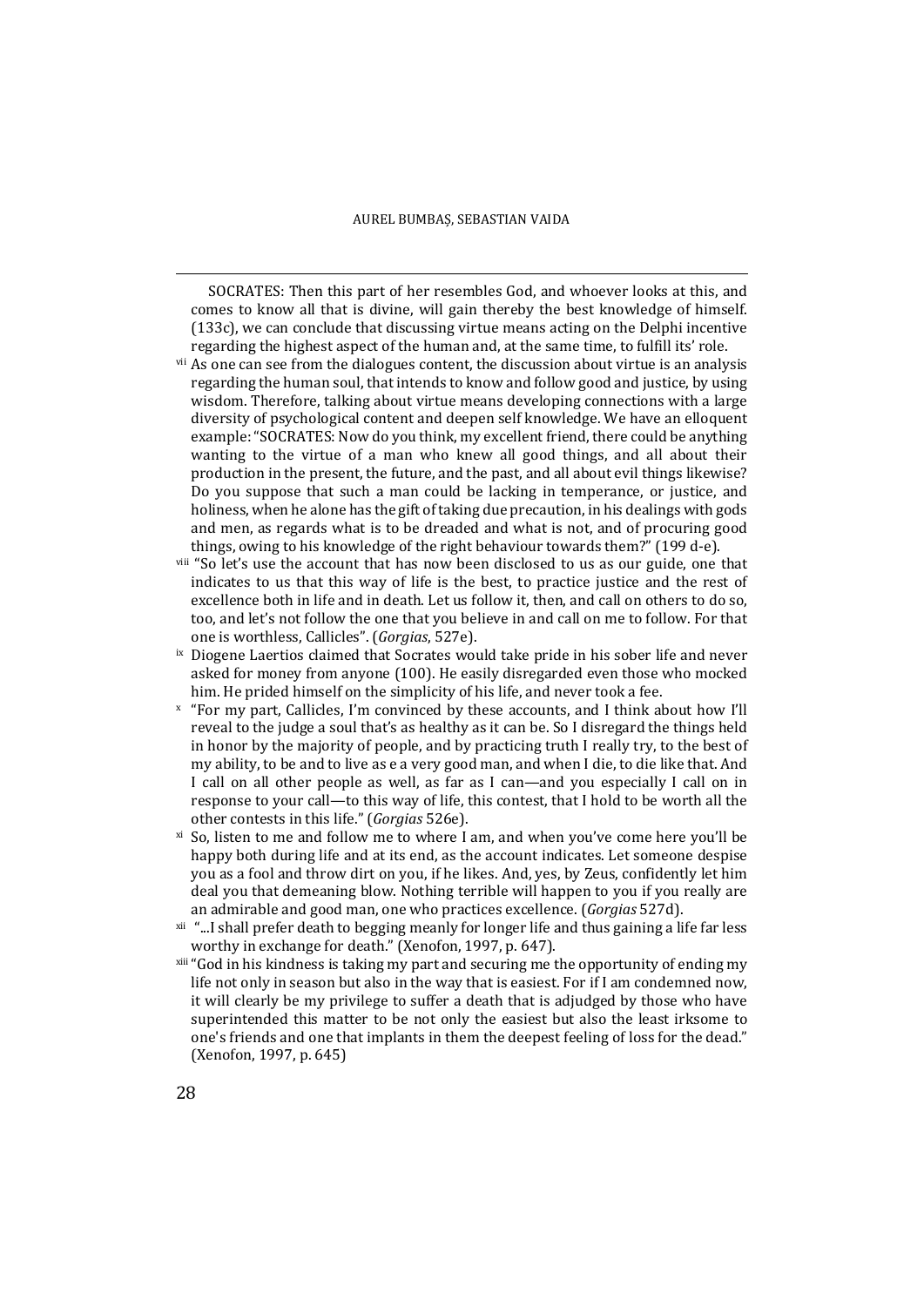SOCRATES: Then this part of her resembles God, and whoever looks at this, and comes to know all that is divine, will gain thereby the best knowledge of himself. (133c), we can conclude that discussing virtue means acting on the Delphi incentive regarding the highest aspect of the human and, at the same time, to fulfill its' role.

[vii] As one can see from the dialogues content, the discussion about virtue is an analysis regarding the human soul, that intends to know and follow good and justice, by using wisdom. Therefore, talking about virtue means developing connections with a large diversity of psychological content and deepen self knowledge. We have an elloquent example: "SOCRATES: Now do you think, my excellent friend, there could be anything wanting to the virtue of a man who knew all good things, and all about their production in the present, the future, and the past, and all about evil things likewise? Do you suppose that such a man could be lacking in temperance, or justice, and holiness, when he alone has the gift of taking due precaution, in his dealings with gods and men, as regards what is to be dreaded and what is not, and of procuring good things, owing to his knowledge of the right behaviour towards them?" (199 d-e).

[viii] "So let's use the account that has now been disclosed to us as our guide, one that indicates to us that this way of life is the best, to practice justice and the rest of excellence both in life and in death. Let us follow it, then, and call on others to do so, too, and let's not follow the one that you believe in and call on me to follow. For that one is worthless, Callicles". (*Gorgias*, 527e).

[ix] Diogene Laertios claimed that Socrates would take pride in his sober life and never asked for money from anyone (100). He easily disregarded even those who mocked him. He prided himself on the simplicity of his life, and never took a fee.

[x] "For my part, Callicles, I'm convinced by these accounts, and I think about how I'll reveal to the judge a soul that's as healthy as it can be. So I disregard the things held in honor by the majority of people, and by practicing truth I really try, to the best of my ability, to be and to live as e a very good man, and when I die, to die like that. And I call on all other people as well, as far as I can—and you especially I call on in response to your call—to this way of life, this contest, that I hold to be worth all the other contests in this life." (*Gorgias* 526e).

[xi] So, listen to me and follow me to where I am, and when you've come here you'll be happy both during life and at its end, as the account indicates. Let someone despise you as a fool and throw dirt on you, if he likes. And, yes, by Zeus, confidently let him deal you that demeaning blow. Nothing terrible will happen to you if you really are an admirable and good man, one who practices excellence. (*Gorgias* 527d).

[xii] "...I shall prefer death to begging meanly for longer life and thus gaining a life far less worthy in exchange for death." (Xenofon, 1997, p. 647).

[xiii] "God in his kindness is taking my part and securing me the opportunity of ending my life not only in season but also in the way that is easiest. For if I am condemned now, it will clearly be my privilege to suffer a death that is adjudged by those who have superintended this matter to be not only the easiest but also the least irksome to one's friends and one that implants in them the deepest feeling of loss for the dead." (Xenofon, 1997, p. 645)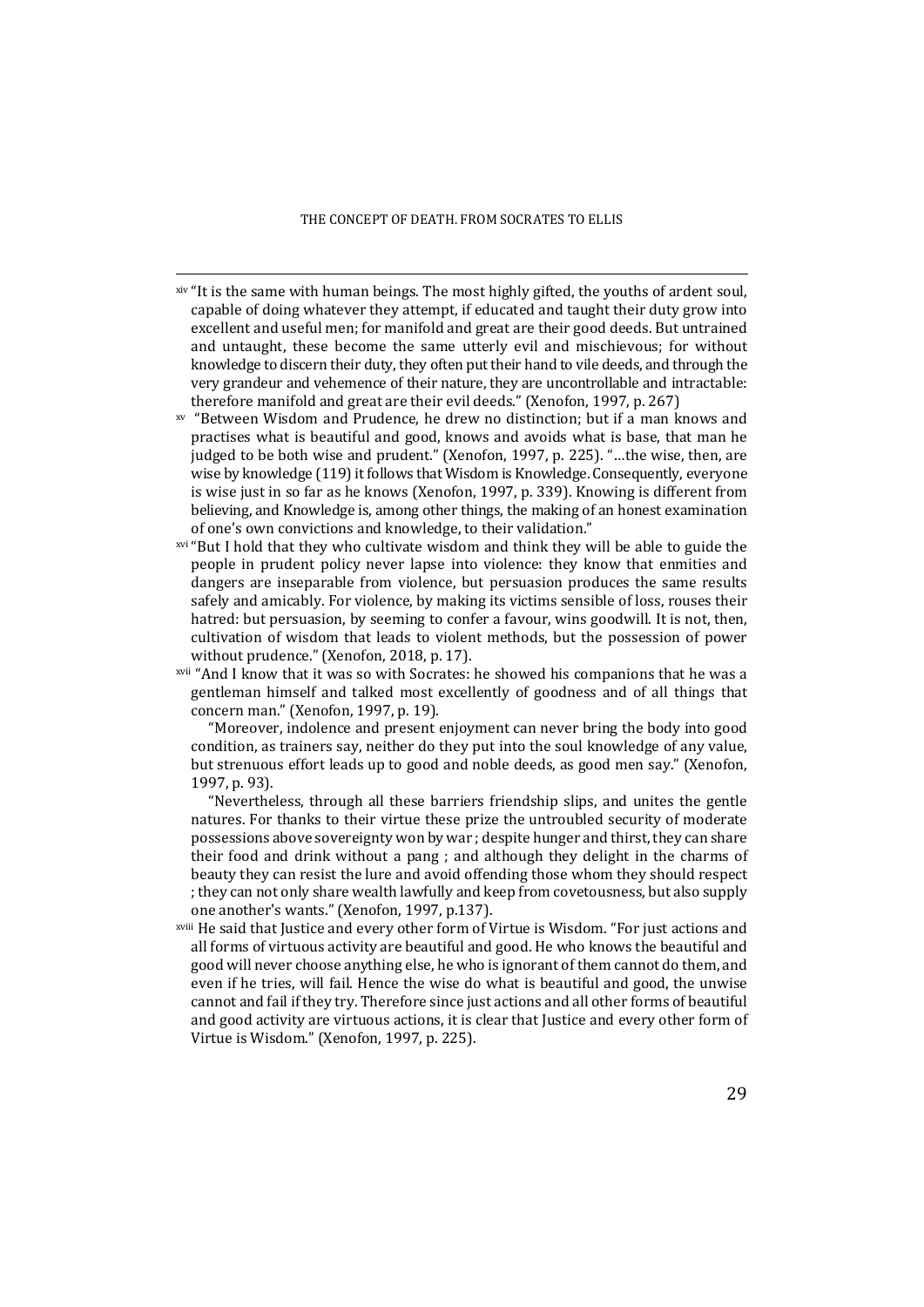[xiv] "It is the same with human beings. The most highly gifted, the youths of ardent soul, capable of doing whatever they attempt, if educated and taught their duty grow into excellent and useful men; for manifold and great are their good deeds. But untrained and untaught, these become the same utterly evil and mischievous; for without knowledge to discern their duty, they often put their hand to vile deeds, and through the very grandeur and vehemence of their nature, they are uncontrollable and intractable: therefore manifold and great are their evil deeds." (Xenofon, 1997, p. 267)

[xv] "Between Wisdom and Prudence, he drew no distinction; but if a man knows and practises what is beautiful and good, knows and avoids what is base, that man he judged to be both wise and prudent." (Xenofon, 1997, p. 225). "…the wise, then, are wise by knowledge (119) it follows that Wisdom is Knowledge. Consequently, everyone is wise just in so far as he knows (Xenofon, 1997, p. 339). Knowing is different from believing, and Knowledge is, among other things, the making of an honest examination of one's own convictions and knowledge, to their validation."

[xvi] "But I hold that they who cultivate wisdom and think they will be able to guide the people in prudent policy never lapse into violence: they know that enmities and dangers are inseparable from violence, but persuasion produces the same results safely and amicably. For violence, by making its victims sensible of loss, rouses their hatred: but persuasion, by seeming to confer a favour, wins goodwill. It is not, then, cultivation of wisdom that leads to violent methods, but the possession of power without prudence." (Xenofon, 2018, p. 17).

[xvii] "And I know that it was so with Socrates: he showed his companions that he was a gentleman himself and talked most excellently of goodness and of all things that concern man." (Xenofon, 1997, p. 19).

"Moreover, indolence and present enjoyment can never bring the body into good condition, as trainers say, neither do they put into the soul knowledge of any value, but strenuous effort leads up to good and noble deeds, as good men say." (Xenofon, 1997, p. 93).

"Nevertheless, through all these barriers friendship slips, and unites the gentle natures. For thanks to their virtue these prize the untroubled security of moderate possessions above sovereignty won by war ; despite hunger and thirst, they can share their food and drink without a pang ; and although they delight in the charms of beauty they can resist the lure and avoid offending those whom they should respect ; they can not only share wealth lawfully and keep from covetousness, but also supply one another's wants." (Xenofon, 1997, p.137).

[xviii] He said that Justice and every other form of Virtue is Wisdom. "For just actions and all forms of virtuous activity are beautiful and good. He who knows the beautiful and good will never choose anything else, he who is ignorant of them cannot do them, and even if he tries, will fail. Hence the wise do what is beautiful and good, the unwise cannot and fail if they try. Therefore since just actions and all other forms of beautiful and good activity are virtuous actions, it is clear that Justice and every other form of Virtue is Wisdom." (Xenofon, 1997, p. 225).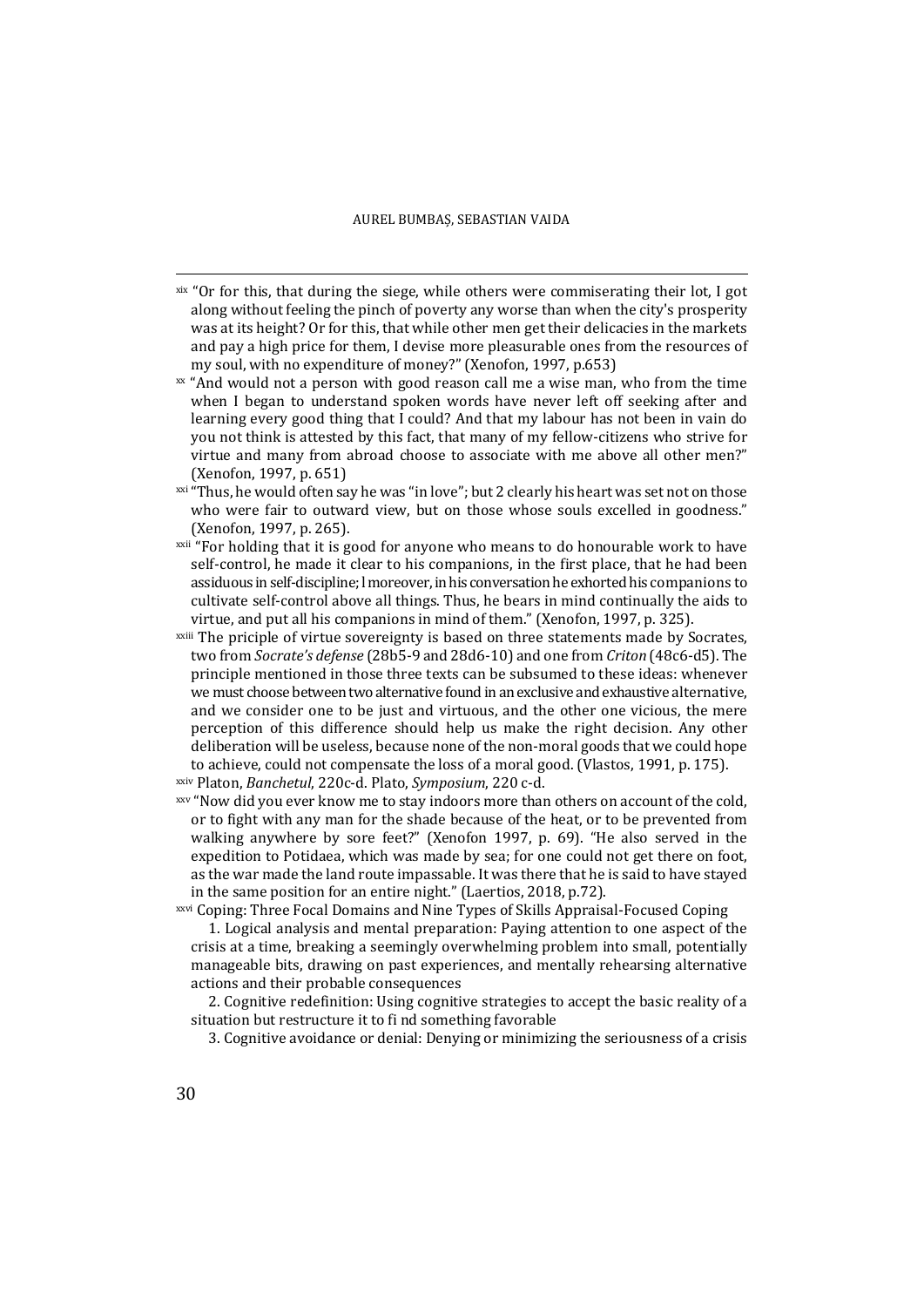[xix] "Or for this, that during the siege, while others were commiserating their lot, I got along without feeling the pinch of poverty any worse than when the city's prosperity was at its height? Or for this, that while other men get their delicacies in the markets and pay a high price for them, I devise more pleasurable ones from the resources of my soul, with no expenditure of money?" (Xenofon, 1997, p.653)

[xx] "And would not a person with good reason call me a wise man, who from the time when I began to understand spoken words have never left off seeking after and learning every good thing that I could? And that my labour has not been in vain do you not think is attested by this fact, that many of my fellow-citizens who strive for virtue and many from abroad choose to associate with me above all other men?" (Xenofon, 1997, p. 651)

[xxi] "Thus, he would often say he was "in love"; but 2 clearly his heart was set not on those who were fair to outward view, but on those whose souls excelled in goodness." (Xenofon, 1997, p. 265).

[xxii] "For holding that it is good for anyone who means to do honourable work to have self-control, he made it clear to his companions, in the first place, that he had been assiduous in self-discipline; l moreover, in his conversation he exhorted his companions to cultivate self-control above all things. Thus, he bears in mind continually the aids to virtue, and put all his companions in mind of them." (Xenofon, 1997, p. 325).

[xxiii] The priciple of virtue sovereignty is based on three statements made by Socrates, two from *Socrate's defense* (28b5-9 and 28d6-10) and one from *Criton* (48c6-d5). The principle mentioned in those three texts can be subsumed to these ideas: whenever we must choose between two alternative found in an exclusive and exhaustive alternative, and we consider one to be just and virtuous, and the other one vicious, the mere perception of this difference should help us make the right decision. Any other deliberation will be useless, because none of the non-moral goods that we could hope to achieve, could not compensate the loss of a moral good. (Vlastos, 1991, p. 175).

[xxiv] Platon, *Banchetul*, 220c-d. Plato, *Symposium*, 220 c-d.

[xxv] "Now did you ever know me to stay indoors more than others on account of the cold, or to fight with any man for the shade because of the heat, or to be prevented from walking anywhere by sore feet?" (Xenofon 1997, p. 69). "He also served in the expedition to Potidaea, which was made by sea; for one could not get there on foot, as the war made the land route impassable. It was there that he is said to have stayed in the same position for an entire night." (Laertios, 2018, p.72).

[xxvi] Coping: Three Focal Domains and Nine Types of Skills Appraisal-Focused Coping

1. Logical analysis and mental preparation: Paying attention to one aspect of the crisis at a time, breaking a seemingly overwhelming problem into small, potentially manageable bits, drawing on past experiences, and mentally rehearsing alternative actions and their probable consequences

2. Cognitive redefinition: Using cognitive strategies to accept the basic reality of a situation but restructure it to fi nd something favorable

3. Cognitive avoidance or denial: Denying or minimizing the seriousness of a crisis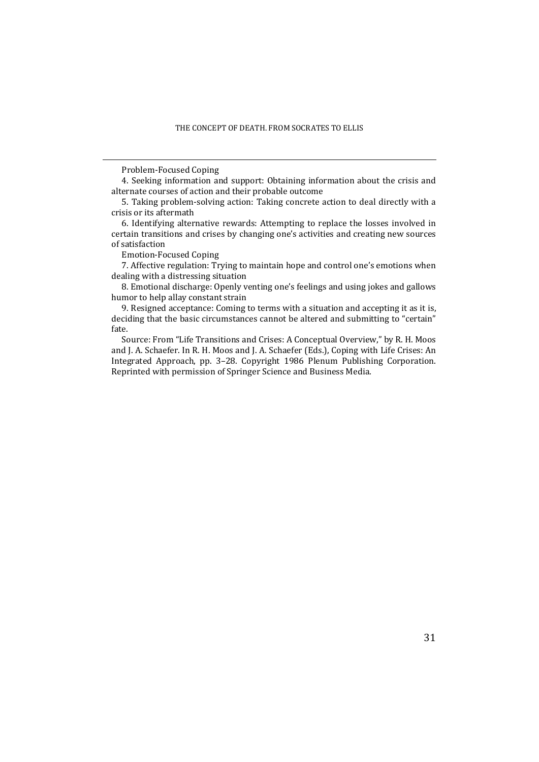Problem-Focused Coping

4. Seeking information and support: Obtaining information about the crisis and alternate courses of action and their probable outcome

5. Taking problem-solving action: Taking concrete action to deal directly with a crisis or its aftermath

6. Identifying alternative rewards: Attempting to replace the losses involved in certain transitions and crises by changing one's activities and creating new sources of satisfaction

Emotion-Focused Coping

7. Affective regulation: Trying to maintain hope and control one's emotions when dealing with a distressing situation

8. Emotional discharge: Openly venting one's feelings and using jokes and gallows humor to help allay constant strain

9. Resigned acceptance: Coming to terms with a situation and accepting it as it is, deciding that the basic circumstances cannot be altered and submitting to "certain" fate.

Source: From "Life Transitions and Crises: A Conceptual Overview," by R. H. Moos and J. A. Schaefer. In R. H. Moos and J. A. Schaefer (Eds.), Coping with Life Crises: An Integrated Approach, pp. 3–28. Copyright 1986 Plenum Publishing Corporation. Reprinted with permission of Springer Science and Business Media.